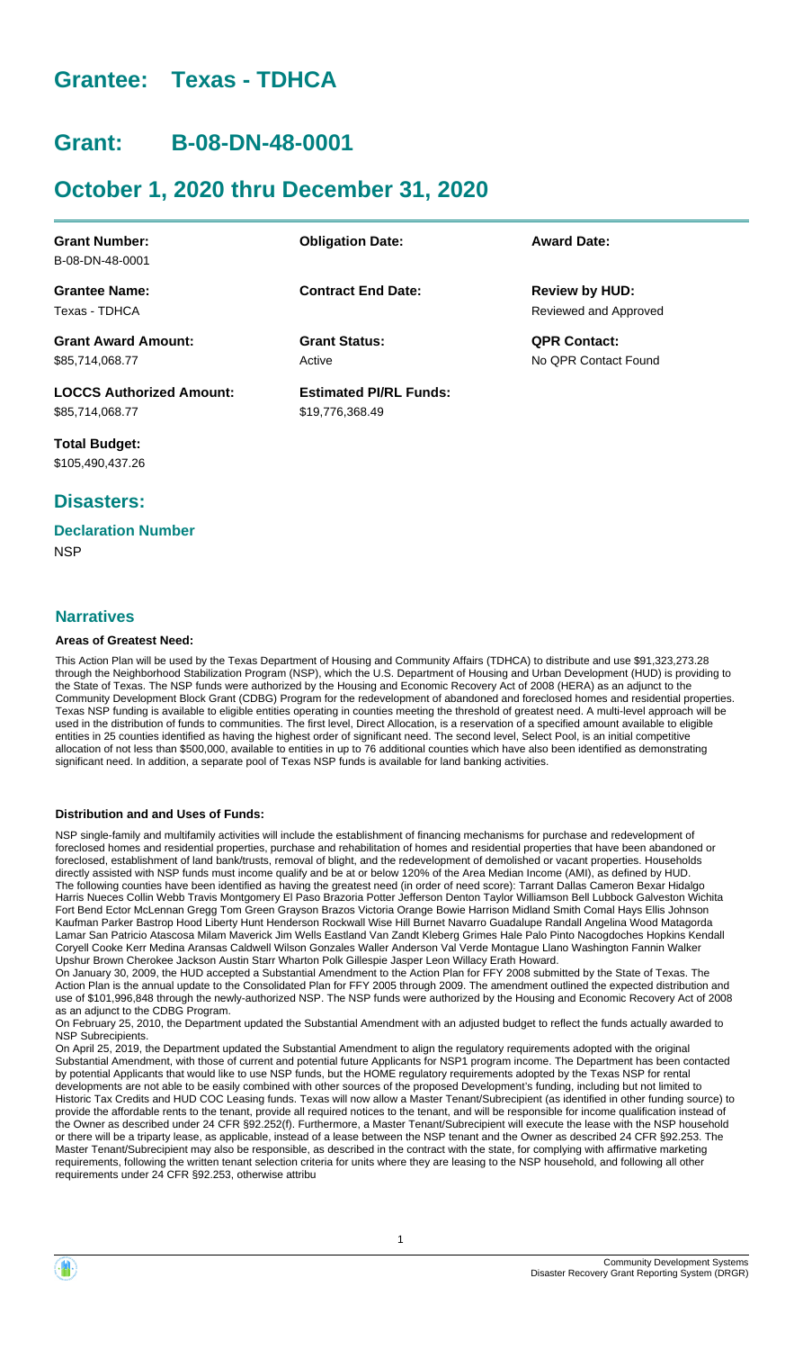# Grantee: Texas - TDHCA

# Grant: B-08-DN-48-0001

# October 1, 2020 thru December 31, 2020

| **Grant Number:** | **Obligation Date:** | **Award Date:** |
|---|---|---|
| B-08-DN-48-0001 | | |
| **Grantee Name:** | **Contract End Date:** | **Review by HUD:** |
| Texas - TDHCA | | Reviewed and Approved |
| **Grant Award Amount:** | **Grant Status:** | **QPR Contact:** |
| $85,714,068.77 | Active | No QPR Contact Found |
| **LOCCS Authorized Amount:** | **Estimated PI/RL Funds:** | |
| $85,714,068.77 | $19,776,368.49 | |
| **Total Budget:** | | |
| $105,490,437.26 | | |

## Disasters:

### Declaration Number

NSP

## Narratives

**Areas of Greatest Need:**

This Action Plan will be used by the Texas Department of Housing and Community Affairs (TDHCA) to distribute and use $91,323,273.28 through the Neighborhood Stabilization Program (NSP), which the U.S. Department of Housing and Urban Development (HUD) is providing to the State of Texas. The NSP funds were authorized by the Housing and Economic Recovery Act of 2008 (HERA) as an adjunct to the Community Development Block Grant (CDBG) Program for the redevelopment of abandoned and foreclosed homes and residential properties. Texas NSP funding is available to eligible entities operating in counties meeting the threshold of greatest need. A multi-level approach will be used in the distribution of funds to communities. The first level, Direct Allocation, is a reservation of a specified amount available to eligible entities in 25 counties identified as having the highest order of significant need. The second level, Select Pool, is an initial competitive allocation of not less than $500,000, available to entities in up to 76 additional counties which have also been identified as demonstrating significant need. In addition, a separate pool of Texas NSP funds is available for land banking activities.

**Distribution and and Uses of Funds:**

NSP single-family and multifamily activities will include the establishment of financing mechanisms for purchase and redevelopment of foreclosed homes and residential properties, purchase and rehabilitation of homes and residential properties that have been abandoned or foreclosed, establishment of land bank/trusts, removal of blight, and the redevelopment of demolished or vacant properties. Households directly assisted with NSP funds must income qualify and be at or below 120% of the Area Median Income (AMI), as defined by HUD.
The following counties have been identified as having the greatest need (in order of need score): Tarrant Dallas Cameron Bexar Hidalgo Harris Nueces Collin Webb Travis Montgomery El Paso Brazoria Potter Jefferson Denton Taylor Williamson Bell Lubbock Galveston Wichita Fort Bend Ector McLennan Gregg Tom Green Grayson Brazos Victoria Orange Bowie Harrison Midland Smith Comal Hays Ellis Johnson Kaufman Parker Bastrop Hood Liberty Hunt Henderson Rockwall Wise Hill Burnet Navarro Guadalupe Randall Angelina Wood Matagorda Lamar San Patricio Atascosa Milam Maverick Jim Wells Eastland Van Zandt Kleberg Grimes Hale Palo Pinto Nacogdoches Hopkins Kendall Coryell Cooke Kerr Medina Aransas Caldwell Wilson Gonzales Waller Anderson Val Verde Montague Llano Washington Fannin Walker Upshur Brown Cherokee Jackson Austin Starr Wharton Polk Gillespie Jasper Leon Willacy Erath Howard.
On January 30, 2009, the HUD accepted a Substantial Amendment to the Action Plan for FFY 2008 submitted by the State of Texas. The Action Plan is the annual update to the Consolidated Plan for FFY 2005 through 2009. The amendment outlined the expected distribution and use of $101,996,848 through the newly-authorized NSP. The NSP funds were authorized by the Housing and Economic Recovery Act of 2008 as an adjunct to the CDBG Program.
On February 25, 2010, the Department updated the Substantial Amendment with an adjusted budget to reflect the funds actually awarded to NSP Subrecipients.
On April 25, 2019, the Department updated the Substantial Amendment to align the regulatory requirements adopted with the original Substantial Amendment, with those of current and potential future Applicants for NSP1 program income. The Department has been contacted by potential Applicants that would like to use NSP funds, but the HOME regulatory requirements adopted by the Texas NSP for rental developments are not able to be easily combined with other sources of the proposed Development's funding, including but not limited to Historic Tax Credits and HUD COC Leasing funds. Texas will now allow a Master Tenant/Subrecipient (as identified in other funding source) to provide the affordable rents to the tenant, provide all required notices to the tenant, and will be responsible for income qualification instead of the Owner as described under 24 CFR §92.252(f). Furthermore, a Master Tenant/Subrecipient will execute the lease with the NSP household or there will be a triparty lease, as applicable, instead of a lease between the NSP tenant and the Owner as described 24 CFR §92.253. The Master Tenant/Subrecipient may also be responsible, as described in the contract with the state, for complying with affirmative marketing requirements, following the written tenant selection criteria for units where they are leasing to the NSP household, and following all other requirements under 24 CFR §92.253, otherwise attribu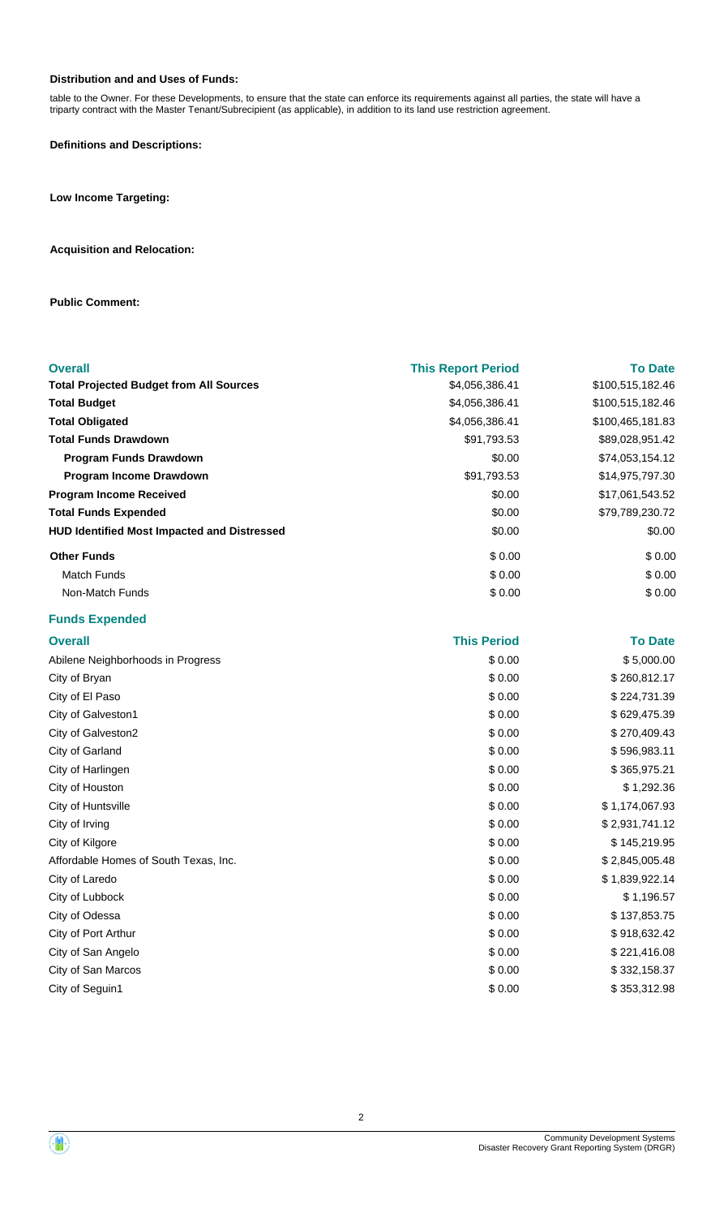**Distribution and and Uses of Funds:**

table to the Owner. For these Developments, to ensure that the state can enforce its requirements against all parties, the state will have a triparty contract with the Master Tenant/Subrecipient (as applicable), in addition to its land use restriction agreement.

**Definitions and Descriptions:**

**Low Income Targeting:**

**Acquisition and Relocation:**

**Public Comment:**

| Overall | This Report Period | To Date |
|---|---|---|
| **Total Projected Budget from All Sources** | $4,056,386.41 | $100,515,182.46 |
| **Total Budget** | $4,056,386.41 | $100,515,182.46 |
| **Total Obligated** | $4,056,386.41 | $100,465,181.83 |
| **Total Funds Drawdown** | $91,793.53 | $89,028,951.42 |
| **Program Funds Drawdown** | $0.00 | $74,053,154.12 |
| **Program Income Drawdown** | $91,793.53 | $14,975,797.30 |
| **Program Income Received** | $0.00 | $17,061,543.52 |
| **Total Funds Expended** | $0.00 | $79,789,230.72 |
| **HUD Identified Most Impacted and Distressed** | $0.00 | $0.00 |
| **Other Funds** | $ 0.00 | $ 0.00 |
| Match Funds | $ 0.00 | $ 0.00 |
| Non-Match Funds | $ 0.00 | $ 0.00 |

**Funds Expended**

| Overall | This Period | To Date |
|---|---|---|
| Abilene Neighborhoods in Progress | $ 0.00 | $ 5,000.00 |
| City of Bryan | $ 0.00 | $ 260,812.17 |
| City of El Paso | $ 0.00 | $ 224,731.39 |
| City of Galveston1 | $ 0.00 | $ 629,475.39 |
| City of Galveston2 | $ 0.00 | $ 270,409.43 |
| City of Garland | $ 0.00 | $ 596,983.11 |
| City of Harlingen | $ 0.00 | $ 365,975.21 |
| City of Houston | $ 0.00 | $ 1,292.36 |
| City of Huntsville | $ 0.00 | $ 1,174,067.93 |
| City of Irving | $ 0.00 | $ 2,931,741.12 |
| City of Kilgore | $ 0.00 | $ 145,219.95 |
| Affordable Homes of South Texas, Inc. | $ 0.00 | $ 2,845,005.48 |
| City of Laredo | $ 0.00 | $ 1,839,922.14 |
| City of Lubbock | $ 0.00 | $ 1,196.57 |
| City of Odessa | $ 0.00 | $ 137,853.75 |
| City of Port Arthur | $ 0.00 | $ 918,632.42 |
| City of San Angelo | $ 0.00 | $ 221,416.08 |
| City of San Marcos | $ 0.00 | $ 332,158.37 |
| City of Seguin1 | $ 0.00 | $ 353,312.98 |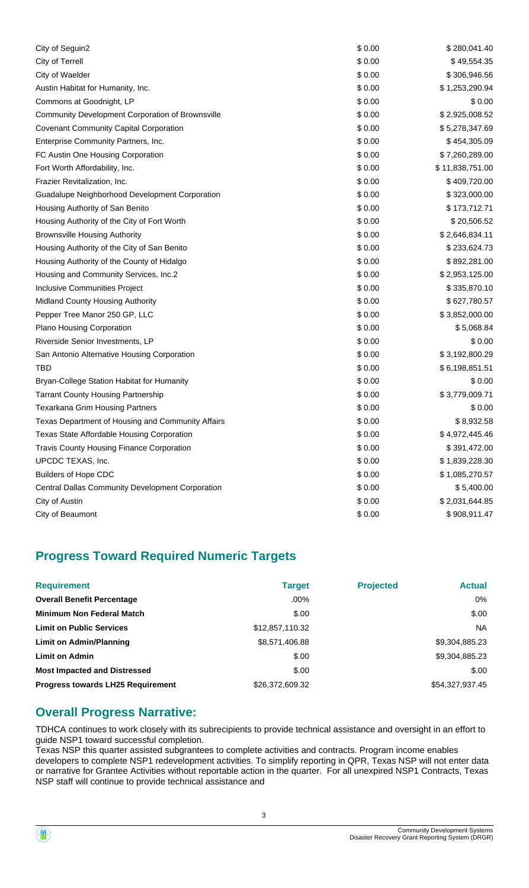| | | |
|---|---|---|
| City of Seguin2 | $ 0.00 | $ 280,041.40 |
| City of Terrell | $ 0.00 | $ 49,554.35 |
| City of Waelder | $ 0.00 | $ 306,946.56 |
| Austin Habitat for Humanity, Inc. | $ 0.00 | $ 1,253,290.94 |
| Commons at Goodnight, LP | $ 0.00 | $ 0.00 |
| Community Development Corporation of Brownsville | $ 0.00 | $ 2,925,008.52 |
| Covenant Community Capital Corporation | $ 0.00 | $ 5,278,347.69 |
| Enterprise Community Partners, Inc. | $ 0.00 | $ 454,305.09 |
| FC Austin One Housing Corporation | $ 0.00 | $ 7,260,289.00 |
| Fort Worth Affordability, Inc. | $ 0.00 | $ 11,838,751.00 |
| Frazier Revitalization, Inc. | $ 0.00 | $ 409,720.00 |
| Guadalupe Neighborhood Development Corporation | $ 0.00 | $ 323,000.00 |
| Housing Authority of San Benito | $ 0.00 | $ 173,712.71 |
| Housing Authority of the City of Fort Worth | $ 0.00 | $ 20,506.52 |
| Brownsville Housing Authority | $ 0.00 | $ 2,646,834.11 |
| Housing Authority of the City of San Benito | $ 0.00 | $ 233,624.73 |
| Housing Authority of the County of Hidalgo | $ 0.00 | $ 892,281.00 |
| Housing and Community Services, Inc.2 | $ 0.00 | $ 2,953,125.00 |
| Inclusive Communities Project | $ 0.00 | $ 335,870.10 |
| Midland County Housing Authority | $ 0.00 | $ 627,780.57 |
| Pepper Tree Manor 250 GP, LLC | $ 0.00 | $ 3,852,000.00 |
| Plano Housing Corporation | $ 0.00 | $ 5,068.84 |
| Riverside Senior Investments, LP | $ 0.00 | $ 0.00 |
| San Antonio Alternative Housing Corporation | $ 0.00 | $ 3,192,800.29 |
| TBD | $ 0.00 | $ 6,198,851.51 |
| Bryan-College Station Habitat for Humanity | $ 0.00 | $ 0.00 |
| Tarrant County Housing Partnership | $ 0.00 | $ 3,779,009.71 |
| Texarkana Grim Housing Partners | $ 0.00 | $ 0.00 |
| Texas Department of Housing and Community Affairs | $ 0.00 | $ 8,932.58 |
| Texas State Affordable Housing Corporation | $ 0.00 | $ 4,972,445.46 |
| Travis County Housing Finance Corporation | $ 0.00 | $ 391,472.00 |
| UPCDC TEXAS, Inc. | $ 0.00 | $ 1,839,228.30 |
| Builders of Hope CDC | $ 0.00 | $ 1,085,270.57 |
| Central Dallas Community Development Corporation | $ 0.00 | $ 5,400.00 |
| City of Austin | $ 0.00 | $ 2,031,644.85 |
| City of Beaumont | $ 0.00 | $ 908,911.47 |

## Progress Toward Required Numeric Targets

| Requirement | Target | Projected | Actual |
|---|---|---|---|
| **Overall Benefit Percentage** | .00% | | 0% |
| **Minimum Non Federal Match** | $.00 | | $.00 |
| **Limit on Public Services** | $12,857,110.32 | | NA |
| **Limit on Admin/Planning** | $8,571,406.88 | | $9,304,885.23 |
| **Limit on Admin** | $.00 | | $9,304,885.23 |
| **Most Impacted and Distressed** | $.00 | | $.00 |
| **Progress towards LH25 Requirement** | $26,372,609.32 | | $54,327,937.45 |

## Overall Progress Narrative:

TDHCA continues to work closely with its subrecipients to provide technical assistance and oversight in an effort to guide NSP1 toward successful completion.

Texas NSP this quarter assisted subgrantees to complete activities and contracts. Program income enables developers to complete NSP1 redevelopment activities. To simplify reporting in QPR, Texas NSP will not enter data or narrative for Grantee Activities without reportable action in the quarter. For all unexpired NSP1 Contracts, Texas NSP staff will continue to provide technical assistance and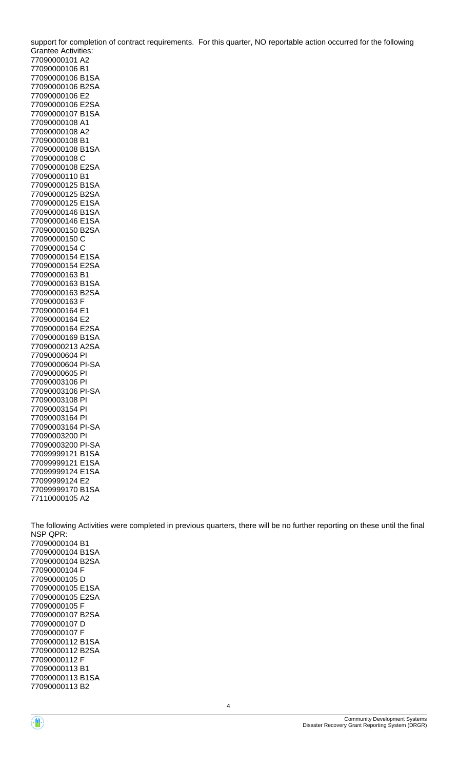support for completion of contract requirements. For this quarter, NO reportable action occurred for the following Grantee Activities:
77090000101 A2
77090000106 B1
77090000106 B1SA
77090000106 B2SA
77090000106 E2
77090000106 E2SA
77090000107 B1SA
77090000108 A1
77090000108 A2
77090000108 B1
77090000108 B1SA
77090000108 C
77090000108 E2SA
77090000110 B1
77090000125 B1SA
77090000125 B2SA
77090000125 E1SA
77090000146 B1SA
77090000146 E1SA
77090000150 B2SA
77090000150 C
77090000154 C
77090000154 E1SA
77090000154 E2SA
77090000163 B1
77090000163 B1SA
77090000163 B2SA
77090000163 F
77090000164 E1
77090000164 E2
77090000164 E2SA
77090000169 B1SA
77090000213 A2SA
77090000604 PI
77090000604 PI-SA
77090000605 PI
77090003106 PI
77090003106 PI-SA
77090003108 PI
77090003154 PI
77090003164 PI
77090003164 PI-SA
77090003200 PI
77090003200 PI-SA
77099999121 B1SA
77099999121 E1SA
77099999124 E1SA
77099999124 E2
77099999170 B1SA
77110000105 A2

The following Activities were completed in previous quarters, there will be no further reporting on these until the final NSP QPR:
77090000104 B1
77090000104 B1SA
77090000104 B2SA
77090000104 F
77090000105 D
77090000105 E1SA
77090000105 E2SA
77090000105 F
77090000107 B2SA
77090000107 D
77090000107 F
77090000112 B1SA
77090000112 B2SA
77090000112 F
77090000113 B1
77090000113 B1SA
77090000113 B2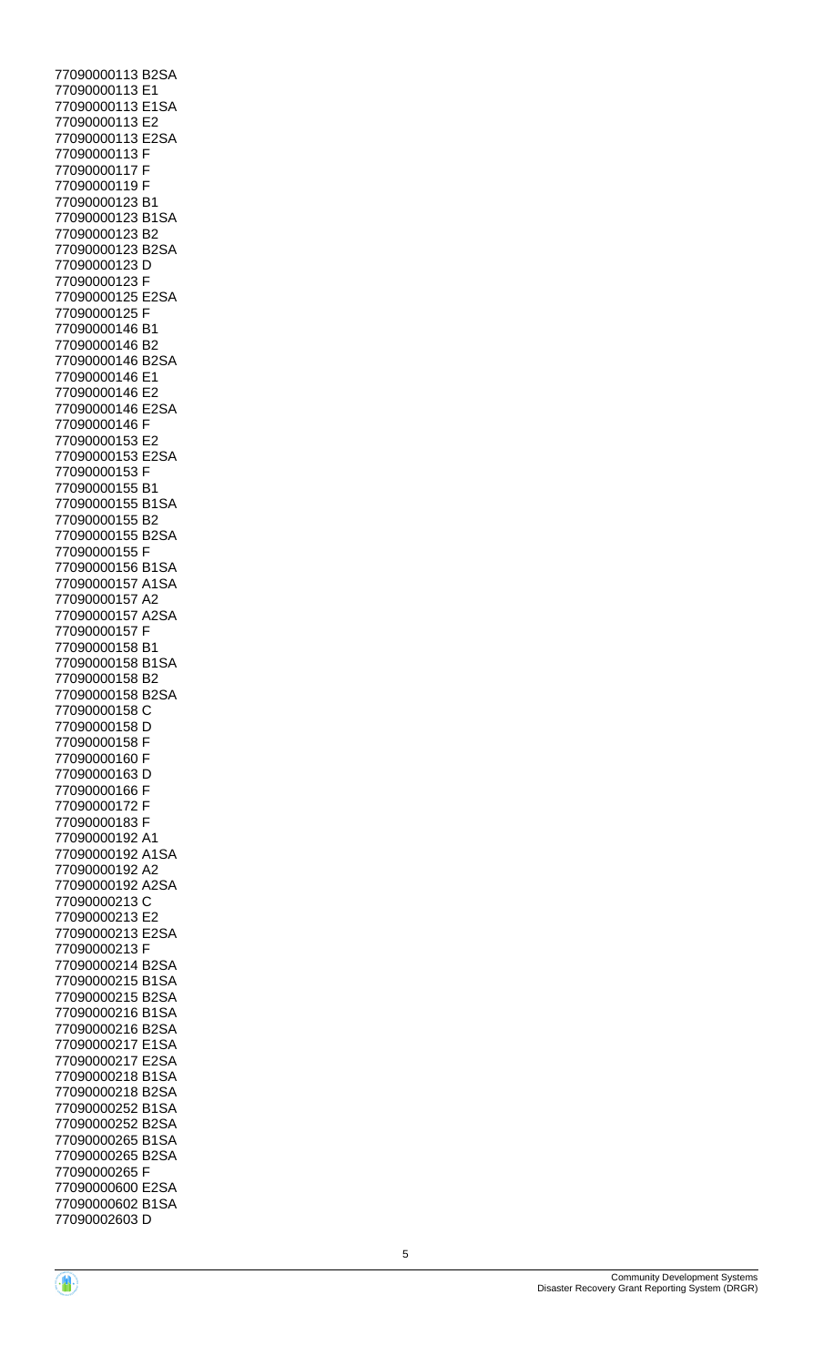77090000113 B2SA
77090000113 E1
77090000113 E1SA
77090000113 E2
77090000113 E2SA
77090000113 F
77090000117 F
77090000119 F
77090000123 B1
77090000123 B1SA
77090000123 B2
77090000123 B2SA
77090000123 D
77090000123 F
77090000125 E2SA
77090000125 F
77090000146 B1
77090000146 B2
77090000146 B2SA
77090000146 E1
77090000146 E2
77090000146 E2SA
77090000146 F
77090000153 E2
77090000153 E2SA
77090000153 F
77090000155 B1
77090000155 B1SA
77090000155 B2
77090000155 B2SA
77090000155 F
77090000156 B1SA
77090000157 A1SA
77090000157 A2
77090000157 A2SA
77090000157 F
77090000158 B1
77090000158 B1SA
77090000158 B2
77090000158 B2SA
77090000158 C
77090000158 D
77090000158 F
77090000160 F
77090000163 D
77090000166 F
77090000172 F
77090000183 F
77090000192 A1
77090000192 A1SA
77090000192 A2
77090000192 A2SA
77090000213 C
77090000213 E2
77090000213 E2SA
77090000213 F
77090000214 B2SA
77090000215 B1SA
77090000215 B2SA
77090000216 B1SA
77090000216 B2SA
77090000217 E1SA
77090000217 E2SA
77090000218 B1SA
77090000218 B2SA
77090000252 B1SA
77090000252 B2SA
77090000265 B1SA
77090000265 B2SA
77090000265 F
77090000600 E2SA
77090000602 B1SA
77090002603 D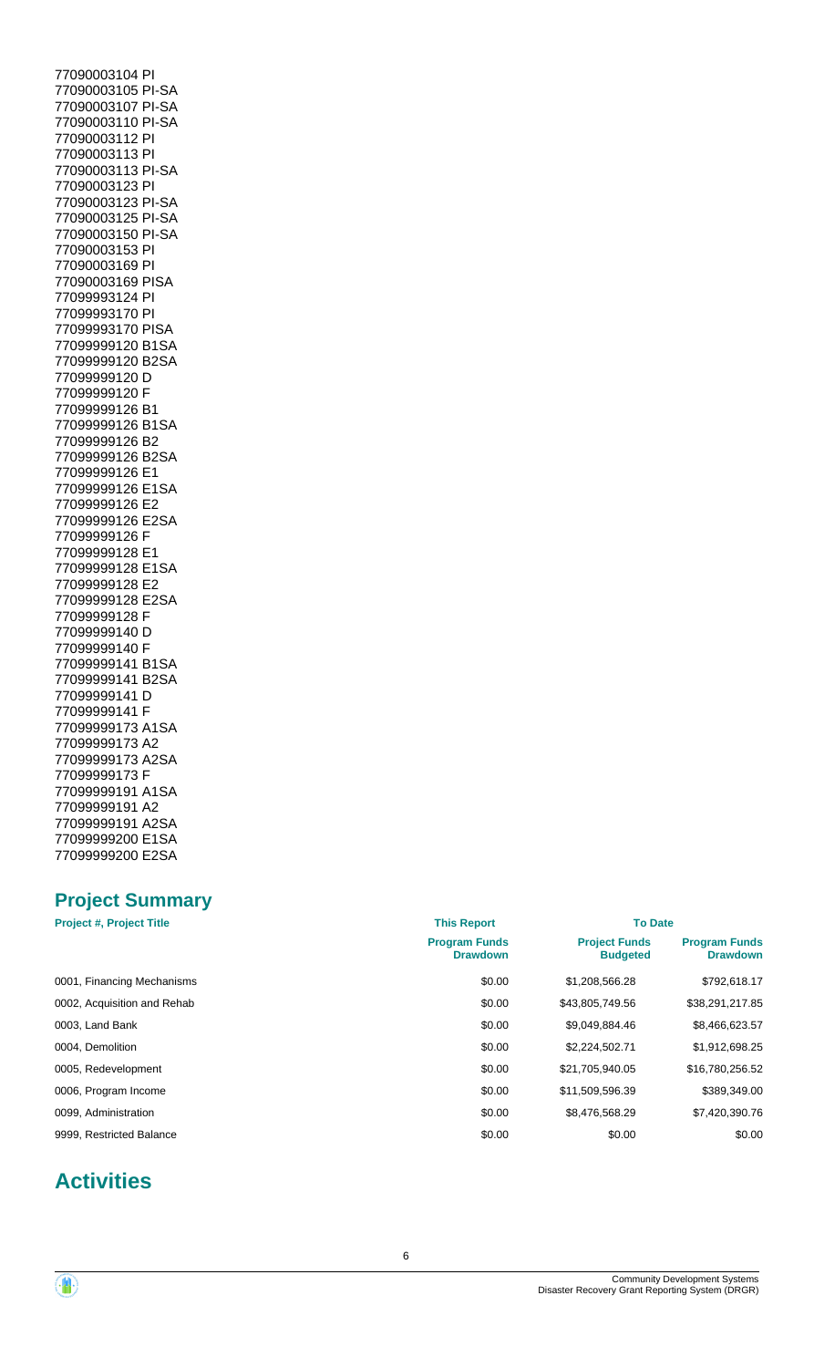77090003104 PI
77090003105 PI-SA
77090003107 PI-SA
77090003110 PI-SA
77090003112 PI
77090003113 PI
77090003113 PI-SA
77090003123 PI
77090003123 PI-SA
77090003125 PI-SA
77090003150 PI-SA
77090003153 PI
77090003169 PI
77090003169 PISA
77099993124 PI
77099993170 PI
77099993170 PISA
77099999120 B1SA
77099999120 B2SA
77099999120 D
77099999120 F
77099999126 B1
77099999126 B1SA
77099999126 B2
77099999126 B2SA
77099999126 E1
77099999126 E1SA
77099999126 E2
77099999126 E2SA
77099999126 F
77099999128 E1
77099999128 E1SA
77099999128 E2
77099999128 E2SA
77099999128 F
77099999140 D
77099999140 F
77099999141 B1SA
77099999141 B2SA
77099999141 D
77099999141 F
77099999173 A1SA
77099999173 A2
77099999173 A2SA
77099999173 F
77099999191 A1SA
77099999191 A2
77099999191 A2SA
77099999200 E1SA
77099999200 E2SA

## Project Summary

| Project #, Project Title | This Report | To Date | |
|---|---|---|---|
| | Program Funds Drawdown | Project Funds Budgeted | Program Funds Drawdown |
| 0001, Financing Mechanisms | $0.00 | $1,208,566.28 | $792,618.17 |
| 0002, Acquisition and Rehab | $0.00 | $43,805,749.56 | $38,291,217.85 |
| 0003, Land Bank | $0.00 | $9,049,884.46 | $8,466,623.57 |
| 0004, Demolition | $0.00 | $2,224,502.71 | $1,912,698.25 |
| 0005, Redevelopment | $0.00 | $21,705,940.05 | $16,780,256.52 |
| 0006, Program Income | $0.00 | $11,509,596.39 | $389,349.00 |
| 0099, Administration | $0.00 | $8,476,568.29 | $7,420,390.76 |
| 9999, Restricted Balance | $0.00 | $0.00 | $0.00 |

# Activities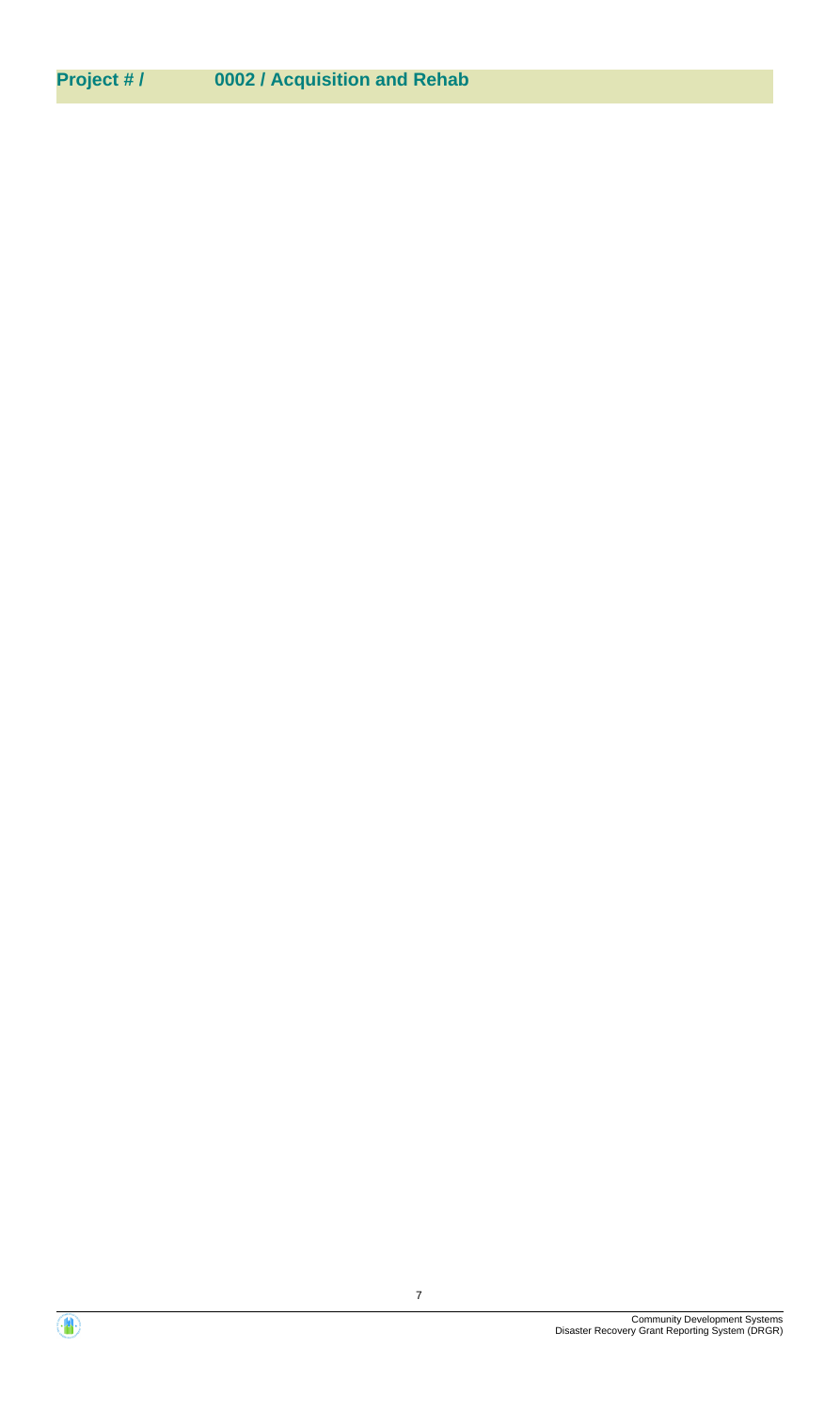## Project # / 0002 / Acquisition and Rehab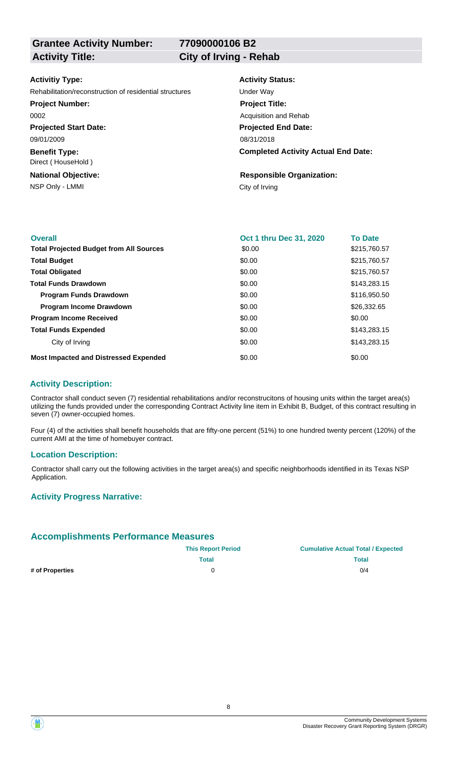| | |
|---|---|
| **Grantee Activity Number:** | **77090000106 B2** |
| **Activity Title:** | **City of Irving - Rehab** |

**Activitiy Type:**
Rehabilitation/reconstruction of residential structures

**Activity Status:**
Under Way

**Project Number:**
0002

**Project Title:**
Acquisition and Rehab

**Projected Start Date:**
09/01/2009

**Projected End Date:**
08/31/2018

**Benefit Type:**
Direct ( HouseHold )

**Completed Activity Actual End Date:**

**National Objective:**
NSP Only - LMMI

**Responsible Organization:**
City of Irving

| Overall | Oct 1 thru Dec 31, 2020 | To Date |
|---|---|---|
| **Total Projected Budget from All Sources** | \$0.00 | \$215,760.57 |
| **Total Budget** | \$0.00 | \$215,760.57 |
| **Total Obligated** | \$0.00 | \$215,760.57 |
| **Total Funds Drawdown** | \$0.00 | \$143,283.15 |
| **Program Funds Drawdown** | \$0.00 | \$116,950.50 |
| **Program Income Drawdown** | \$0.00 | \$26,332.65 |
| **Program Income Received** | \$0.00 | \$0.00 |
| **Total Funds Expended** | \$0.00 | \$143,283.15 |
| City of Irving | \$0.00 | \$143,283.15 |
| **Most Impacted and Distressed Expended** | \$0.00 | \$0.00 |

### Activity Description:

Contractor shall conduct seven (7) residential rehabilitations and/or reconstrucitons of housing units within the target area(s) utilizing the funds provided under the corresponding Contract Activity line item in Exhibit B, Budget, of this contract resulting in seven (7) owner-occupied homes.

Four (4) of the activities shall benefit households that are fifty-one percent (51%) to one hundred twenty percent (120%) of the current AMI at the time of homebuyer contract.

### Location Description:

Contractor shall carry out the following activities in the target area(s) and specific neighborhoods identified in its Texas NSP Application.

### Activity Progress Narrative:

### Accomplishments Performance Measures

| | This Report Period | Cumulative Actual Total / Expected |
|---|---|---|
| | **Total** | **Total** |
| **# of Properties** | 0 | 0/4 |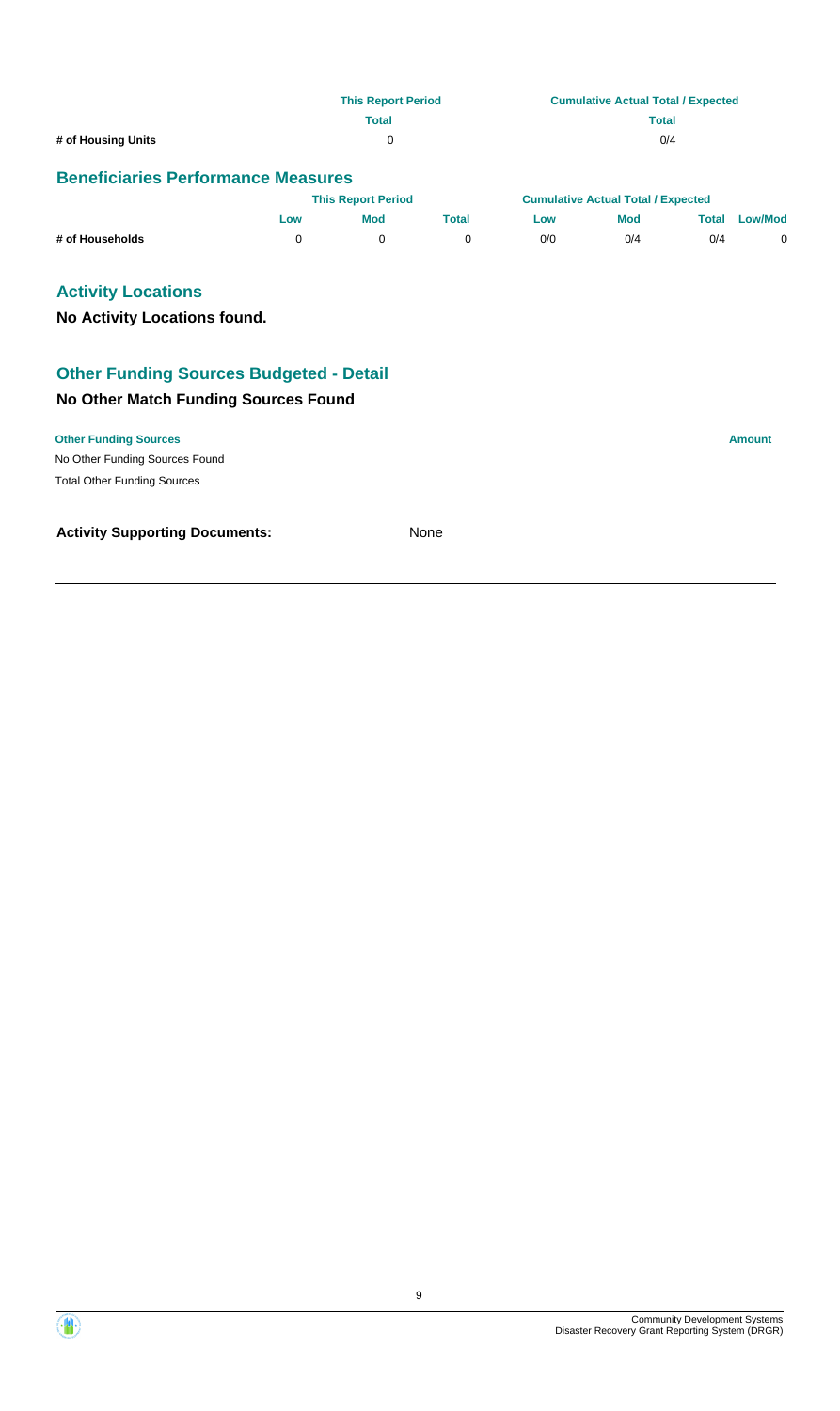| | This Report Period | Cumulative Actual Total / Expected |
|---|---|---|
| | Total | Total |
| # of Housing Units | 0 | 0/4 |

## Beneficiaries Performance Measures

| | This Report Period | | | Cumulative Actual Total / Expected | | | |
|---|---|---|---|---|---|---|---|
| | Low | Mod | Total | Low | Mod | Total | Low/Mod |
| # of Households | 0 | 0 | 0 | 0/0 | 0/4 | 0/4 | 0 |

## Activity Locations

**No Activity Locations found.**

## Other Funding Sources Budgeted - Detail

### No Other Match Funding Sources Found

| Other Funding Sources | Amount |
|---|---|
| No Other Funding Sources Found | |
| Total Other Funding Sources | |

**Activity Supporting Documents:** None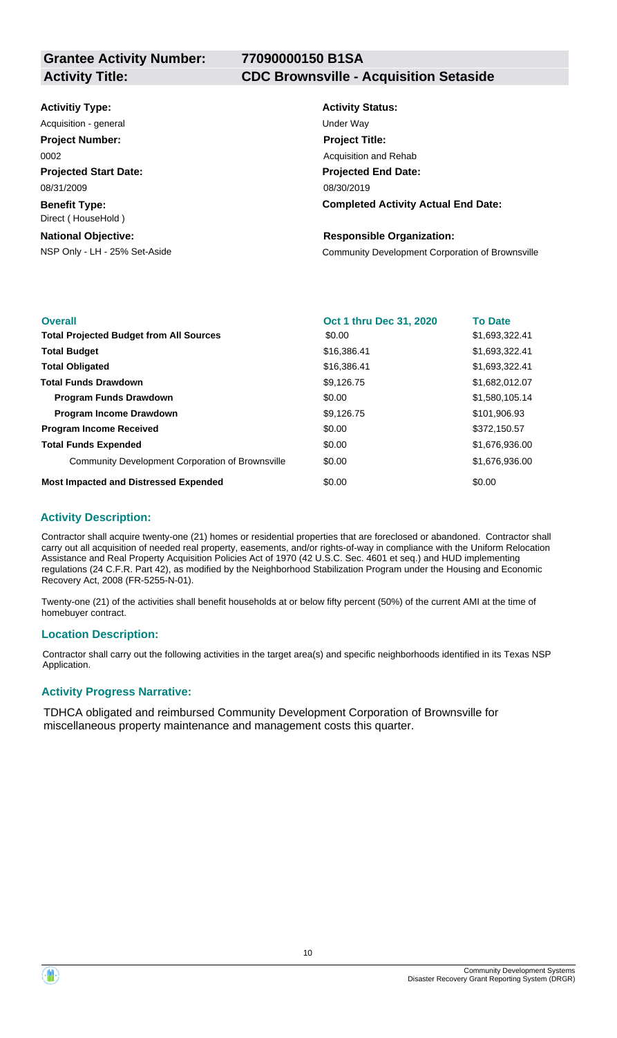| **Grantee Activity Number:** | **77090000150 B1SA** |
|---|---|
| **Activity Title:** | **CDC Brownsville - Acquisition Setaside** |

**Activitiy Type:**
Acquisition - general

**Activity Status:**
Under Way

**Project Number:**
0002

**Project Title:**
Acquisition and Rehab

**Projected Start Date:**
08/31/2009

**Projected End Date:**
08/30/2019

**Benefit Type:**
Direct ( HouseHold )

**Completed Activity Actual End Date:**

**National Objective:**
NSP Only - LH - 25% Set-Aside

**Responsible Organization:**
Community Development Corporation of Brownsville

| Overall | Oct 1 thru Dec 31, 2020 | To Date |
|---|---|---|
| **Total Projected Budget from All Sources** | \$0.00 | \$1,693,322.41 |
| **Total Budget** | \$16,386.41 | \$1,693,322.41 |
| **Total Obligated** | \$16,386.41 | \$1,693,322.41 |
| **Total Funds Drawdown** | \$9,126.75 | \$1,682,012.07 |
| **Program Funds Drawdown** | \$0.00 | \$1,580,105.14 |
| **Program Income Drawdown** | \$9,126.75 | \$101,906.93 |
| **Program Income Received** | \$0.00 | \$372,150.57 |
| **Total Funds Expended** | \$0.00 | \$1,676,936.00 |
| Community Development Corporation of Brownsville | \$0.00 | \$1,676,936.00 |
| **Most Impacted and Distressed Expended** | \$0.00 | \$0.00 |

### Activity Description:

Contractor shall acquire twenty-one (21) homes or residential properties that are foreclosed or abandoned. Contractor shall carry out all acquisition of needed real property, easements, and/or rights-of-way in compliance with the Uniform Relocation Assistance and Real Property Acquisition Policies Act of 1970 (42 U.S.C. Sec. 4601 et seq.) and HUD implementing regulations (24 C.F.R. Part 42), as modified by the Neighborhood Stabilization Program under the Housing and Economic Recovery Act, 2008 (FR-5255-N-01).

Twenty-one (21) of the activities shall benefit households at or below fifty percent (50%) of the current AMI at the time of homebuyer contract.

### Location Description:

Contractor shall carry out the following activities in the target area(s) and specific neighborhoods identified in its Texas NSP Application.

### Activity Progress Narrative:

TDHCA obligated and reimbursed Community Development Corporation of Brownsville for miscellaneous property maintenance and management costs this quarter.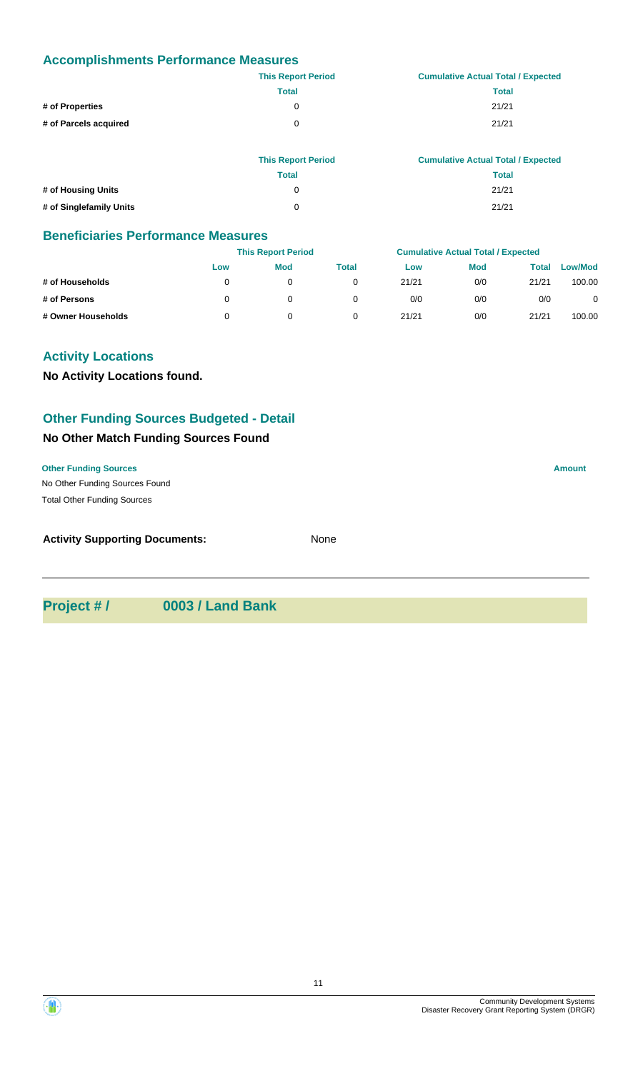## Accomplishments Performance Measures

| | This Report Period | Cumulative Actual Total / Expected |
|---|---|---|
| | Total | Total |
| # of Properties | 0 | 21/21 |
| # of Parcels acquired | 0 | 21/21 |

| | This Report Period | Cumulative Actual Total / Expected |
|---|---|---|
| | Total | Total |
| # of Housing Units | 0 | 21/21 |
| # of Singlefamily Units | 0 | 21/21 |

## Beneficiaries Performance Measures

| | This Report Period | | | Cumulative Actual Total / Expected | | | |
|---|---|---|---|---|---|---|---|
| | Low | Mod | Total | Low | Mod | Total | Low/Mod |
| # of Households | 0 | 0 | 0 | 21/21 | 0/0 | 21/21 | 100.00 |
| # of Persons | 0 | 0 | 0 | 0/0 | 0/0 | 0/0 | 0 |
| # Owner Households | 0 | 0 | 0 | 21/21 | 0/0 | 21/21 | 100.00 |

## Activity Locations

**No Activity Locations found.**

## Other Funding Sources Budgeted - Detail

### No Other Match Funding Sources Found

| Other Funding Sources | Amount |
|---|---|
| No Other Funding Sources Found | |
| Total Other Funding Sources | |

**Activity Supporting Documents:** None

---

## Project # / 0003 / Land Bank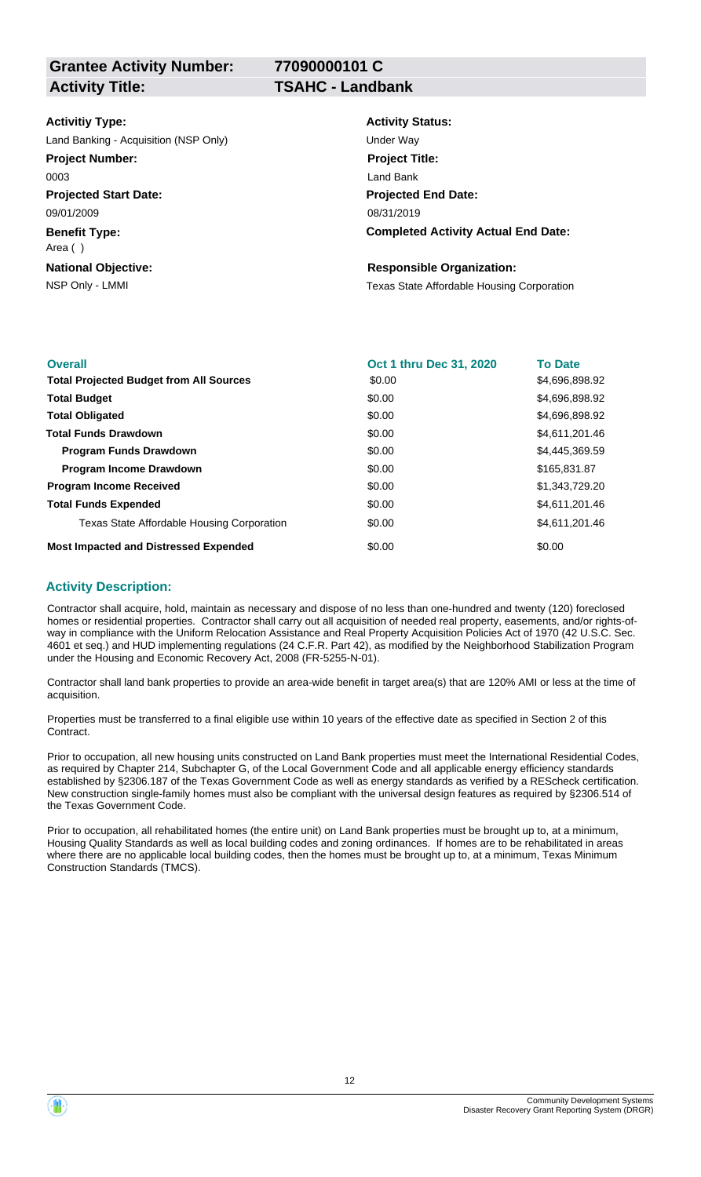**Grantee Activity Number:** 77090000101 C
**Activity Title:** TSAHC - Landbank

**Activitiy Type:**
Land Banking - Acquisition (NSP Only)

**Activity Status:**
Under Way

**Project Number:**
0003

**Project Title:**
Land Bank

**Projected Start Date:**
09/01/2009

**Projected End Date:**
08/31/2019

**Benefit Type:**
Area ( )

**Completed Activity Actual End Date:**

**National Objective:**
NSP Only - LMMI

**Responsible Organization:**
Texas State Affordable Housing Corporation

| Overall | Oct 1 thru Dec 31, 2020 | To Date |
|---|---|---|
| **Total Projected Budget from All Sources** | \$0.00 | \$4,696,898.92 |
| **Total Budget** | \$0.00 | \$4,696,898.92 |
| **Total Obligated** | \$0.00 | \$4,696,898.92 |
| **Total Funds Drawdown** | \$0.00 | \$4,611,201.46 |
| **Program Funds Drawdown** | \$0.00 | \$4,445,369.59 |
| **Program Income Drawdown** | \$0.00 | \$165,831.87 |
| **Program Income Received** | \$0.00 | \$1,343,729.20 |
| **Total Funds Expended** | \$0.00 | \$4,611,201.46 |
| Texas State Affordable Housing Corporation | \$0.00 | \$4,611,201.46 |
| **Most Impacted and Distressed Expended** | \$0.00 | \$0.00 |

## Activity Description:

Contractor shall acquire, hold, maintain as necessary and dispose of no less than one-hundred and twenty (120) foreclosed homes or residential properties. Contractor shall carry out all acquisition of needed real property, easements, and/or rights-of-way in compliance with the Uniform Relocation Assistance and Real Property Acquisition Policies Act of 1970 (42 U.S.C. Sec. 4601 et seq.) and HUD implementing regulations (24 C.F.R. Part 42), as modified by the Neighborhood Stabilization Program under the Housing and Economic Recovery Act, 2008 (FR-5255-N-01).

Contractor shall land bank properties to provide an area-wide benefit in target area(s) that are 120% AMI or less at the time of acquisition.

Properties must be transferred to a final eligible use within 10 years of the effective date as specified in Section 2 of this Contract.

Prior to occupation, all new housing units constructed on Land Bank properties must meet the International Residential Codes, as required by Chapter 214, Subchapter G, of the Local Government Code and all applicable energy efficiency standards established by §2306.187 of the Texas Government Code as well as energy standards as verified by a REScheck certification. New construction single-family homes must also be compliant with the universal design features as required by §2306.514 of the Texas Government Code.

Prior to occupation, all rehabilitated homes (the entire unit) on Land Bank properties must be brought up to, at a minimum, Housing Quality Standards as well as local building codes and zoning ordinances. If homes are to be rehabilitated in areas where there are no applicable local building codes, then the homes must be brought up to, at a minimum, Texas Minimum Construction Standards (TMCS).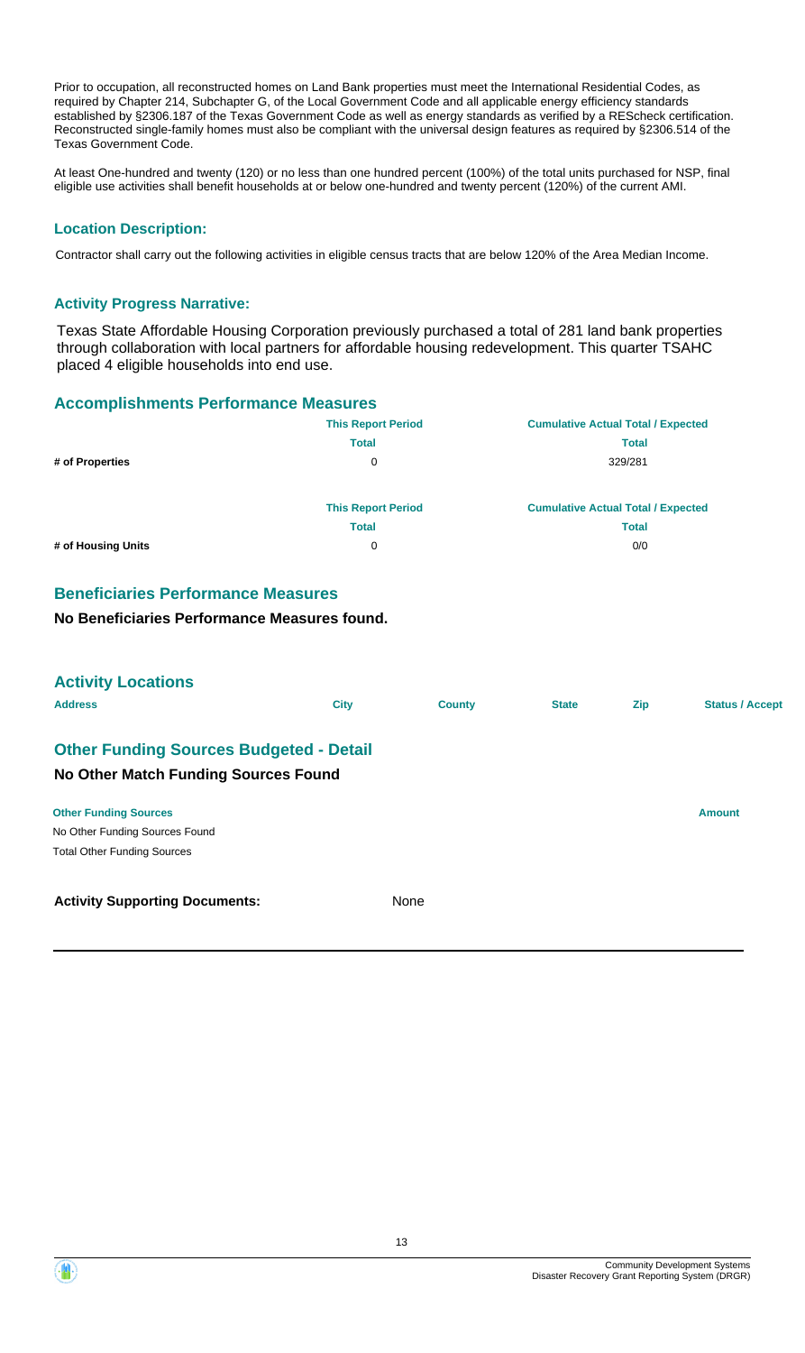Prior to occupation, all reconstructed homes on Land Bank properties must meet the International Residential Codes, as required by Chapter 214, Subchapter G, of the Local Government Code and all applicable energy efficiency standards established by §2306.187 of the Texas Government Code as well as energy standards as verified by a REScheck certification. Reconstructed single-family homes must also be compliant with the universal design features as required by §2306.514 of the Texas Government Code.

At least One-hundred and twenty (120) or no less than one hundred percent (100%) of the total units purchased for NSP, final eligible use activities shall benefit households at or below one-hundred and twenty percent (120%) of the current AMI.

### Location Description:

Contractor shall carry out the following activities in eligible census tracts that are below 120% of the Area Median Income.

### Activity Progress Narrative:

Texas State Affordable Housing Corporation previously purchased a total of 281 land bank properties through collaboration with local partners for affordable housing redevelopment. This quarter TSAHC placed 4 eligible households into end use.

## Accomplishments Performance Measures

| | This Report Period | Cumulative Actual Total / Expected |
|---|---|---|
| | Total | Total |
| # of Properties | 0 | 329/281 |

| | This Report Period | Cumulative Actual Total / Expected |
|---|---|---|
| | Total | Total |
| # of Housing Units | 0 | 0/0 |

## Beneficiaries Performance Measures

**No Beneficiaries Performance Measures found.**

## Activity Locations

| Address | City | County | State | Zip | Status / Accept |
|---|---|---|---|---|---|

## Other Funding Sources Budgeted - Detail

### No Other Match Funding Sources Found

| Other Funding Sources | Amount |
|---|---|
| No Other Funding Sources Found | |
| Total Other Funding Sources | |

**Activity Supporting Documents:** None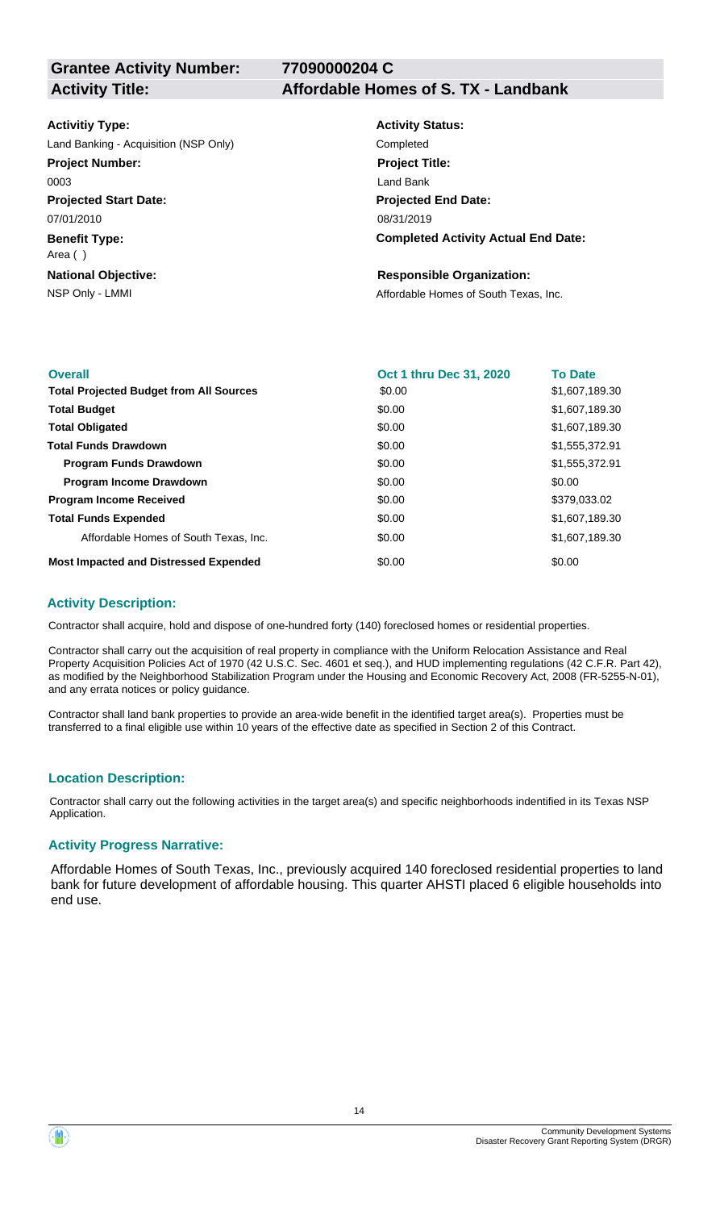**Grantee Activity Number:** 77090000204 C

**Activity Title:** Affordable Homes of S. TX - Landbank

**Activitiy Type:**
Land Banking - Acquisition (NSP Only)

**Activity Status:**
Completed

**Project Number:**
0003

**Project Title:**
Land Bank

**Projected Start Date:**
07/01/2010

**Projected End Date:**
08/31/2019

**Benefit Type:**
Area ( )

**Completed Activity Actual End Date:**

**National Objective:**
NSP Only - LMMI

**Responsible Organization:**
Affordable Homes of South Texas, Inc.

| Overall | Oct 1 thru Dec 31, 2020 | To Date |
|---|---|---|
| **Total Projected Budget from All Sources** | $0.00 | $1,607,189.30 |
| **Total Budget** | $0.00 | $1,607,189.30 |
| **Total Obligated** | $0.00 | $1,607,189.30 |
| **Total Funds Drawdown** | $0.00 | $1,555,372.91 |
| **Program Funds Drawdown** | $0.00 | $1,555,372.91 |
| **Program Income Drawdown** | $0.00 | $0.00 |
| **Program Income Received** | $0.00 | $379,033.02 |
| **Total Funds Expended** | $0.00 | $1,607,189.30 |
| Affordable Homes of South Texas, Inc. | $0.00 | $1,607,189.30 |
| **Most Impacted and Distressed Expended** | $0.00 | $0.00 |

### Activity Description:

Contractor shall acquire, hold and dispose of one-hundred forty (140) foreclosed homes or residential properties.

Contractor shall carry out the acquisition of real property in compliance with the Uniform Relocation Assistance and Real Property Acquisition Policies Act of 1970 (42 U.S.C. Sec. 4601 et seq.), and HUD implementing regulations (42 C.F.R. Part 42), as modified by the Neighborhood Stabilization Program under the Housing and Economic Recovery Act, 2008 (FR-5255-N-01), and any errata notices or policy guidance.

Contractor shall land bank properties to provide an area-wide benefit in the identified target area(s). Properties must be transferred to a final eligible use within 10 years of the effective date as specified in Section 2 of this Contract.

### Location Description:

Contractor shall carry out the following activities in the target area(s) and specific neighborhoods indentified in its Texas NSP Application.

### Activity Progress Narrative:

Affordable Homes of South Texas, Inc., previously acquired 140 foreclosed residential properties to land bank for future development of affordable housing. This quarter AHSTI placed 6 eligible households into end use.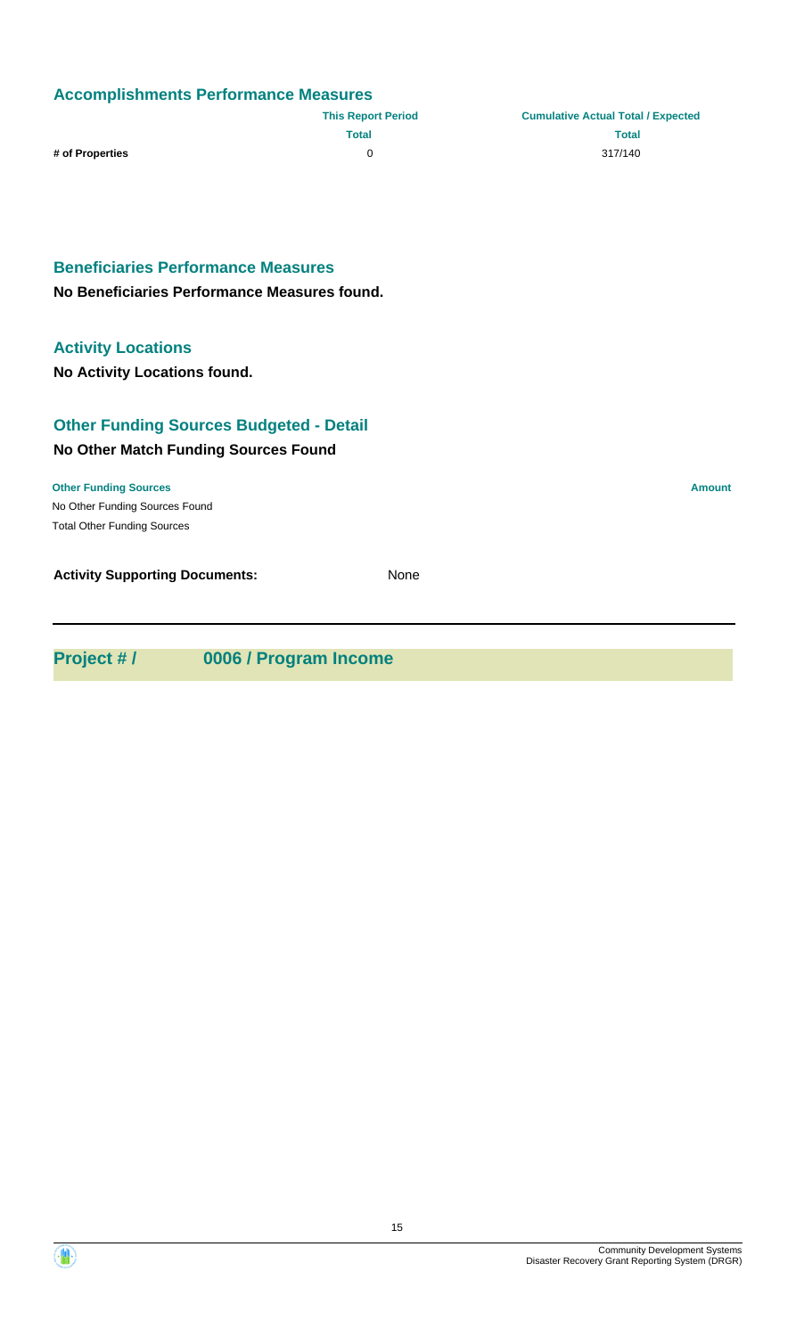## Accomplishments Performance Measures

| | This Report Period | Cumulative Actual Total / Expected |
|---|---|---|
| | Total | Total |
| # of Properties | 0 | 317/140 |

## Beneficiaries Performance Measures

**No Beneficiaries Performance Measures found.**

## Activity Locations

**No Activity Locations found.**

## Other Funding Sources Budgeted - Detail

**No Other Match Funding Sources Found**

| Other Funding Sources | Amount |
|---|---|
| No Other Funding Sources Found | |
| Total Other Funding Sources | |

**Activity Supporting Documents:** None

---

## Project # / 0006 / Program Income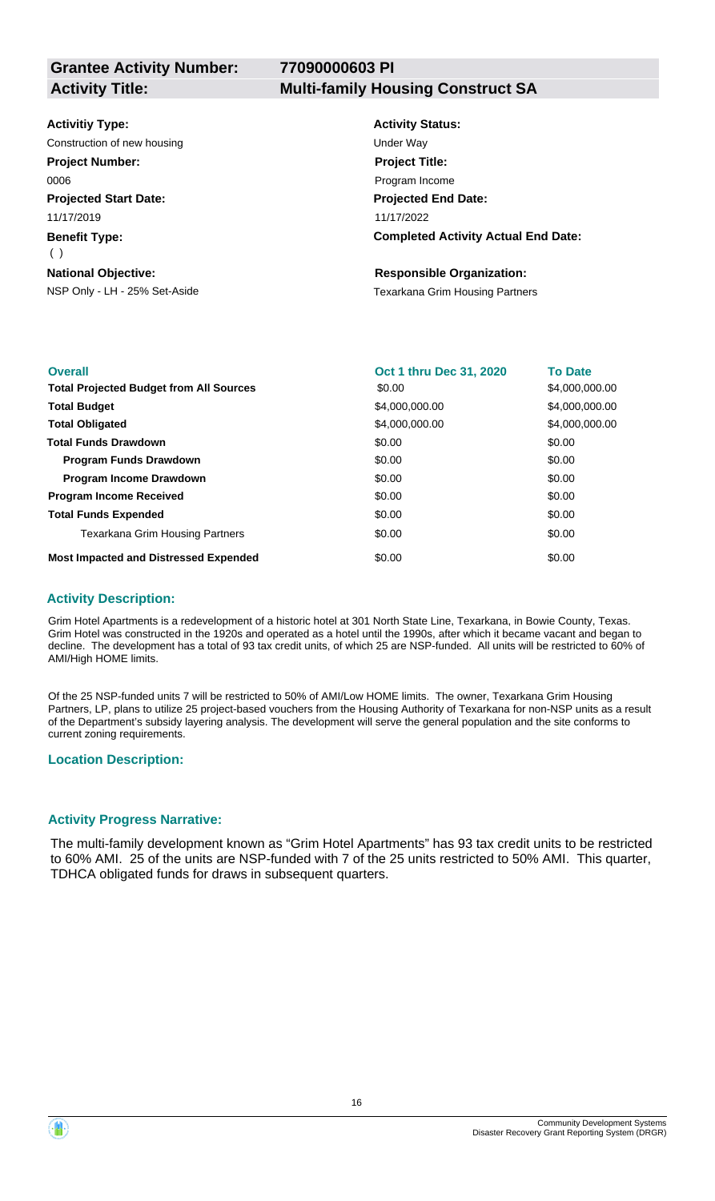**Grantee Activity Number:** 77090000603 PI

**Activity Title:** Multi-family Housing Construct SA

**Activitiy Type:**
Construction of new housing

**Activity Status:**
Under Way

**Project Number:**
0006

**Project Title:**
Program Income

**Projected Start Date:**
11/17/2019

**Projected End Date:**
11/17/2022

**Benefit Type:**
( )

**Completed Activity Actual End Date:**

**National Objective:**
NSP Only - LH - 25% Set-Aside

**Responsible Organization:**
Texarkana Grim Housing Partners

| Overall | Oct 1 thru Dec 31, 2020 | To Date |
|---|---|---|
| **Total Projected Budget from All Sources** | \$0.00 | \$4,000,000.00 |
| **Total Budget** | \$4,000,000.00 | \$4,000,000.00 |
| **Total Obligated** | \$4,000,000.00 | \$4,000,000.00 |
| **Total Funds Drawdown** | \$0.00 | \$0.00 |
| **Program Funds Drawdown** | \$0.00 | \$0.00 |
| **Program Income Drawdown** | \$0.00 | \$0.00 |
| **Program Income Received** | \$0.00 | \$0.00 |
| **Total Funds Expended** | \$0.00 | \$0.00 |
| Texarkana Grim Housing Partners | \$0.00 | \$0.00 |
| **Most Impacted and Distressed Expended** | \$0.00 | \$0.00 |

### Activity Description:

Grim Hotel Apartments is a redevelopment of a historic hotel at 301 North State Line, Texarkana, in Bowie County, Texas. Grim Hotel was constructed in the 1920s and operated as a hotel until the 1990s, after which it became vacant and began to decline. The development has a total of 93 tax credit units, of which 25 are NSP-funded. All units will be restricted to 60% of AMI/High HOME limits.

Of the 25 NSP-funded units 7 will be restricted to 50% of AMI/Low HOME limits. The owner, Texarkana Grim Housing Partners, LP, plans to utilize 25 project-based vouchers from the Housing Authority of Texarkana for non-NSP units as a result of the Department's subsidy layering analysis. The development will serve the general population and the site conforms to current zoning requirements.

### Location Description:

### Activity Progress Narrative:

The multi-family development known as "Grim Hotel Apartments" has 93 tax credit units to be restricted to 60% AMI. 25 of the units are NSP-funded with 7 of the 25 units restricted to 50% AMI. This quarter, TDHCA obligated funds for draws in subsequent quarters.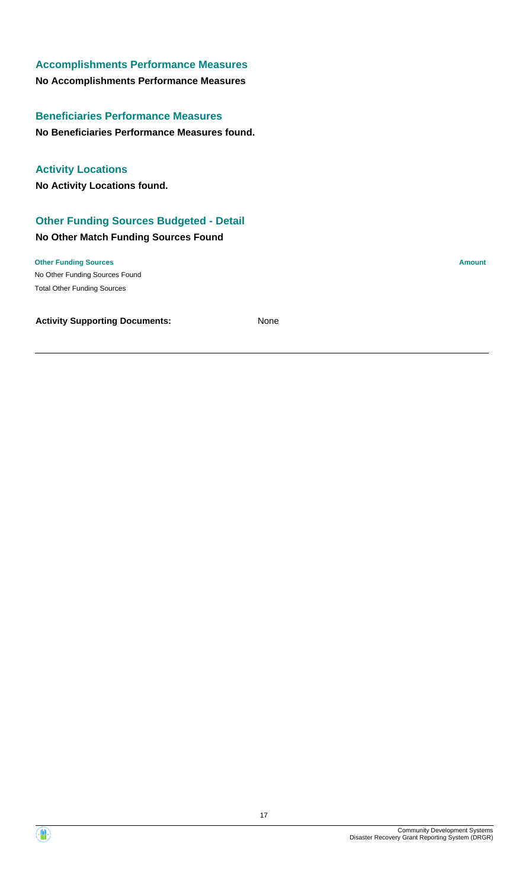## Accomplishments Performance Measures

**No Accomplishments Performance Measures**

## Beneficiaries Performance Measures

**No Beneficiaries Performance Measures found.**

## Activity Locations

**No Activity Locations found.**

## Other Funding Sources Budgeted - Detail

### No Other Match Funding Sources Found

| Other Funding Sources | Amount |
| --- | --- |
| No Other Funding Sources Found | |
| Total Other Funding Sources | |

**Activity Supporting Documents:** None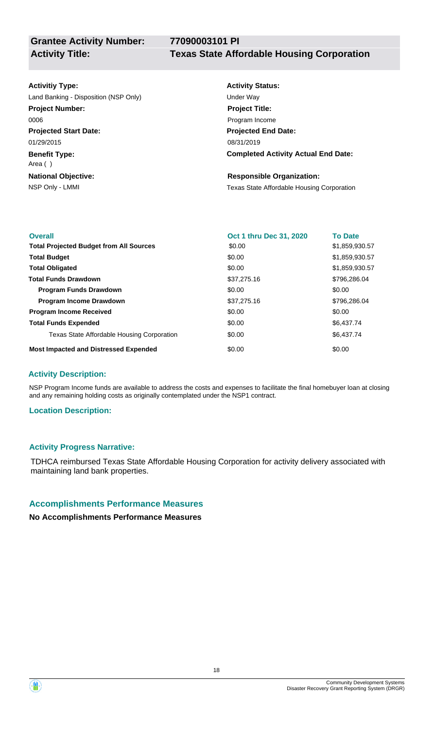## Grantee Activity Number: 77090003101 PI

## Activity Title: Texas State Affordable Housing Corporation

**Activitiy Type:**
Land Banking - Disposition (NSP Only)

**Activity Status:**
Under Way

**Project Number:**
0006

**Project Title:**
Program Income

**Projected Start Date:**
01/29/2015

**Projected End Date:**
08/31/2019

**Benefit Type:**
Area ( )

**Completed Activity Actual End Date:**

**National Objective:**
NSP Only - LMMI

**Responsible Organization:**
Texas State Affordable Housing Corporation

| Overall | Oct 1 thru Dec 31, 2020 | To Date |
| --- | --- | --- |
| **Total Projected Budget from All Sources** | $0.00 | $1,859,930.57 |
| **Total Budget** | $0.00 | $1,859,930.57 |
| **Total Obligated** | $0.00 | $1,859,930.57 |
| **Total Funds Drawdown** | $37,275.16 | $796,286.04 |
| **Program Funds Drawdown** | $0.00 | $0.00 |
| **Program Income Drawdown** | $37,275.16 | $796,286.04 |
| **Program Income Received** | $0.00 | $0.00 |
| **Total Funds Expended** | $0.00 | $6,437.74 |
| Texas State Affordable Housing Corporation | $0.00 | $6,437.74 |
| **Most Impacted and Distressed Expended** | $0.00 | $0.00 |

### Activity Description:

NSP Program Income funds are available to address the costs and expenses to facilitate the final homebuyer loan at closing and any remaining holding costs as originally contemplated under the NSP1 contract.

### Location Description:

### Activity Progress Narrative:

TDHCA reimbursed Texas State Affordable Housing Corporation for activity delivery associated with maintaining land bank properties.

### Accomplishments Performance Measures

**No Accomplishments Performance Measures**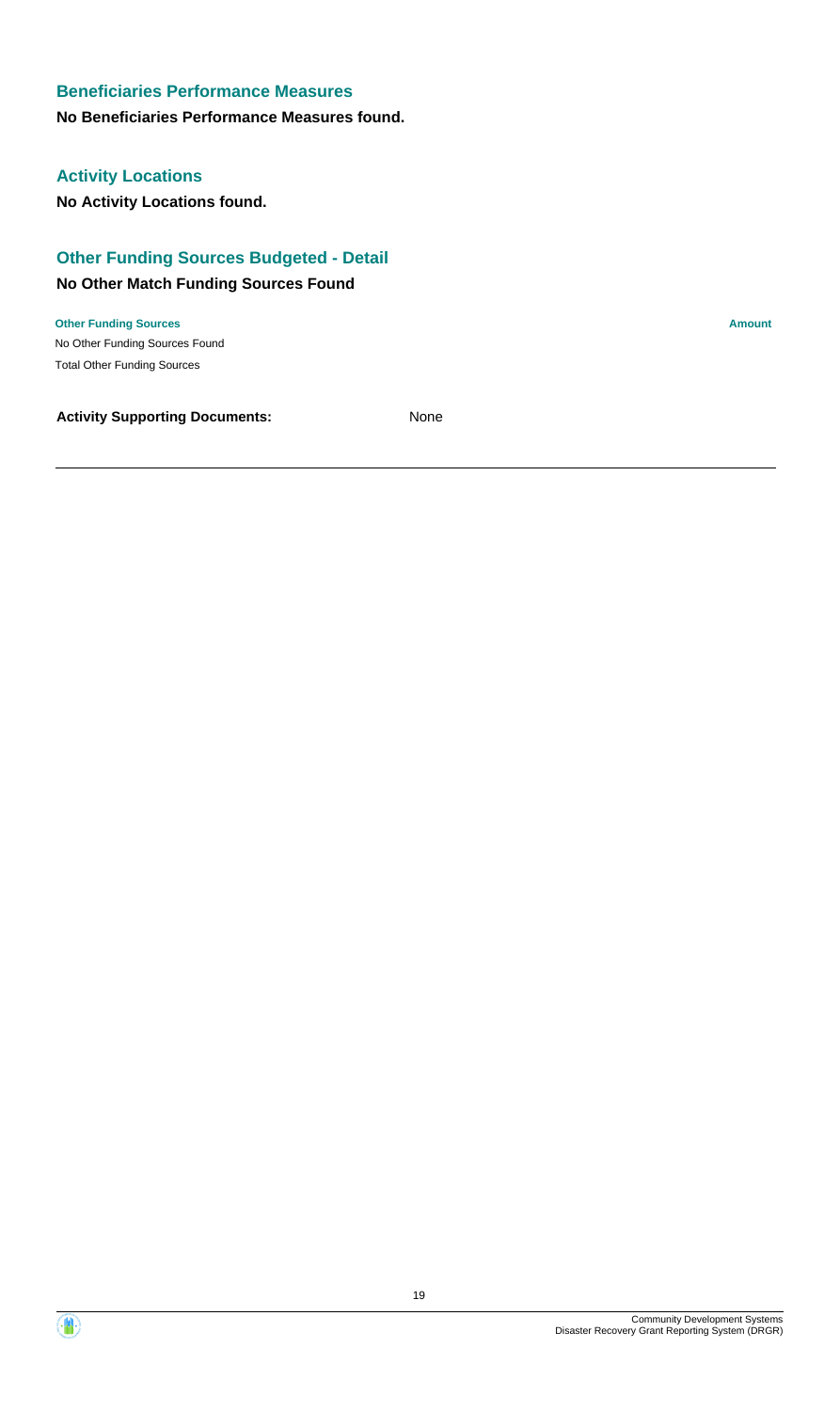### Beneficiaries Performance Measures

**No Beneficiaries Performance Measures found.**

### Activity Locations

**No Activity Locations found.**

### Other Funding Sources Budgeted - Detail

**No Other Match Funding Sources Found**

| Other Funding Sources | Amount |
| --- | --- |
| No Other Funding Sources Found | |
| Total Other Funding Sources | |

**Activity Supporting Documents:** None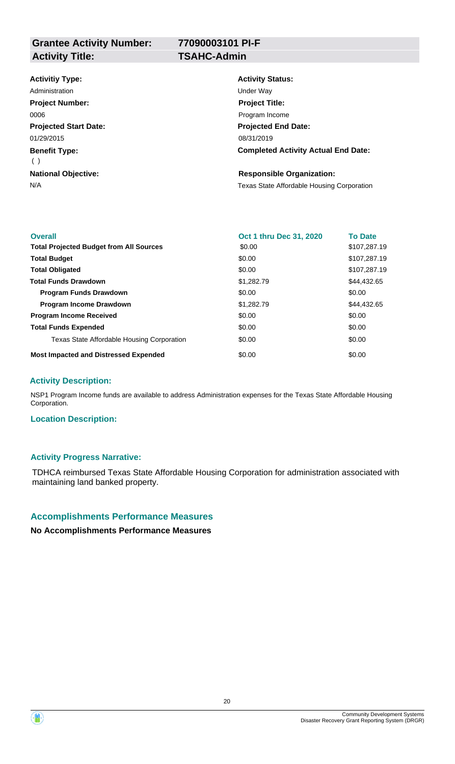| **Grantee Activity Number:** | **77090003101 PI-F** |
|---|---|
| **Activity Title:** | **TSAHC-Admin** |

**Activitiy Type:**
Administration

**Activity Status:**
Under Way

**Project Number:**
0006

**Project Title:**
Program Income

**Projected Start Date:**
01/29/2015

**Projected End Date:**
08/31/2019

**Benefit Type:**
( )

**Completed Activity Actual End Date:**

**National Objective:**
N/A

**Responsible Organization:**
Texas State Affordable Housing Corporation

| **Overall** | **Oct 1 thru Dec 31, 2020** | **To Date** |
|---|---|---|
| **Total Projected Budget from All Sources** | \$0.00 | \$107,287.19 |
| **Total Budget** | \$0.00 | \$107,287.19 |
| **Total Obligated** | \$0.00 | \$107,287.19 |
| **Total Funds Drawdown** | \$1,282.79 | \$44,432.65 |
| **Program Funds Drawdown** | \$0.00 | \$0.00 |
| **Program Income Drawdown** | \$1,282.79 | \$44,432.65 |
| **Program Income Received** | \$0.00 | \$0.00 |
| **Total Funds Expended** | \$0.00 | \$0.00 |
| Texas State Affordable Housing Corporation | \$0.00 | \$0.00 |
| **Most Impacted and Distressed Expended** | \$0.00 | \$0.00 |

### Activity Description:

NSP1 Program Income funds are available to address Administration expenses for the Texas State Affordable Housing Corporation.

### Location Description:

### Activity Progress Narrative:

TDHCA reimbursed Texas State Affordable Housing Corporation for administration associated with maintaining land banked property.

## Accomplishments Performance Measures

**No Accomplishments Performance Measures**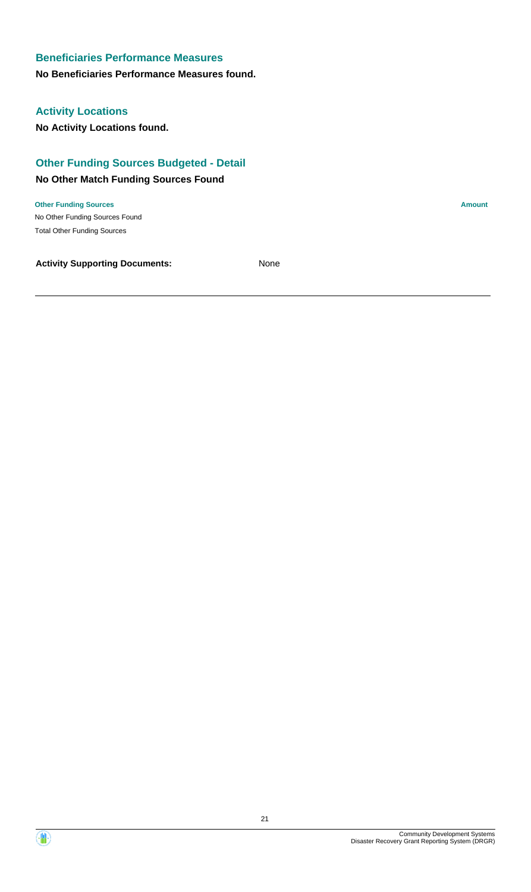## Beneficiaries Performance Measures

**No Beneficiaries Performance Measures found.**

## Activity Locations

**No Activity Locations found.**

## Other Funding Sources Budgeted - Detail

### No Other Match Funding Sources Found

| Other Funding Sources | Amount |
|---|---|
| No Other Funding Sources Found | |
| Total Other Funding Sources | |

**Activity Supporting Documents:** None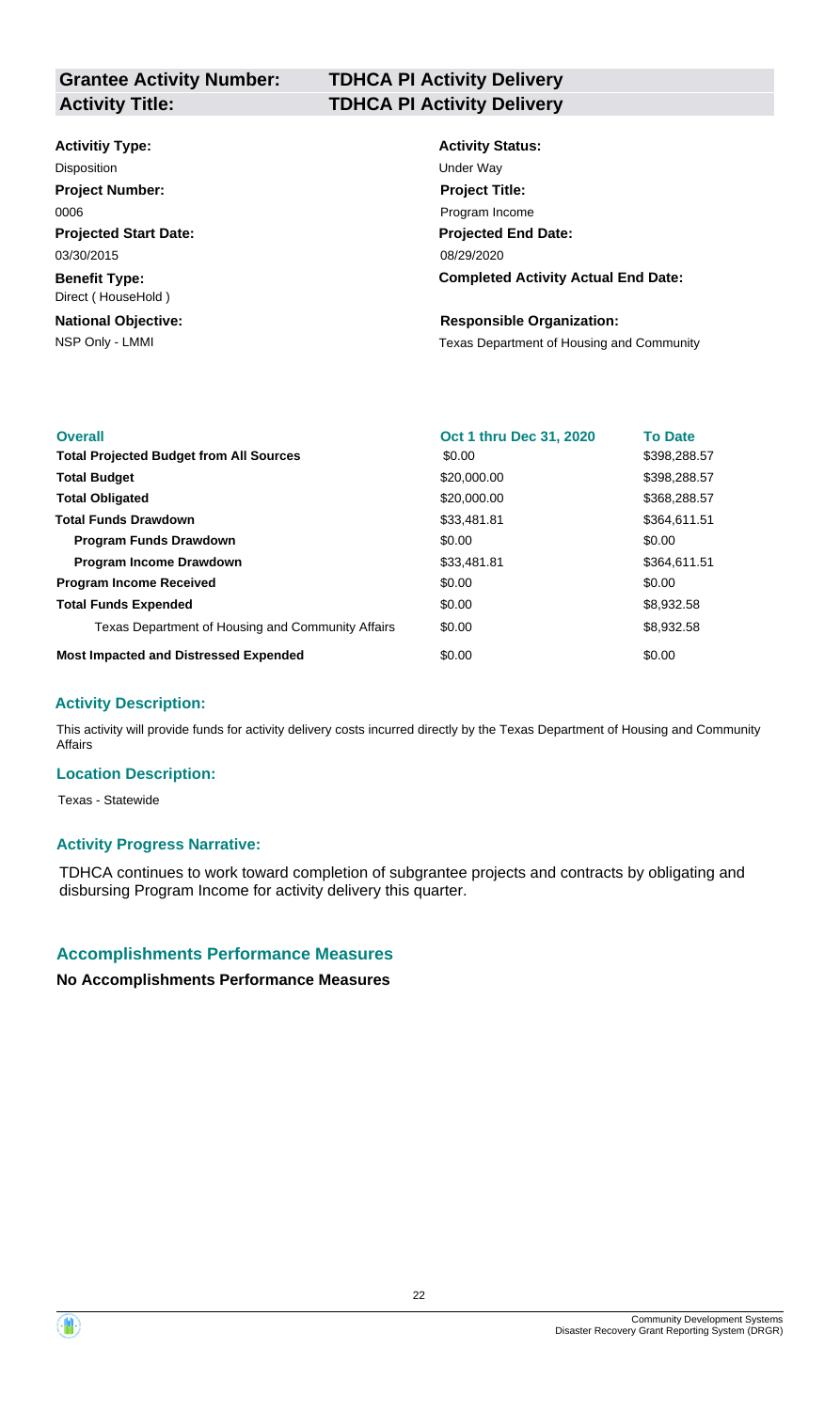| **Grantee Activity Number:** | **TDHCA PI Activity Delivery** |
|---|---|
| **Activity Title:** | **TDHCA PI Activity Delivery** |

| | |
|---|---|
| **Activitiy Type:** | **Activity Status:** |
| Disposition | Under Way |
| **Project Number:** | **Project Title:** |
| 0006 | Program Income |
| **Projected Start Date:** | **Projected End Date:** |
| 03/30/2015 | 08/29/2020 |
| **Benefit Type:** | **Completed Activity Actual End Date:** |
| Direct ( HouseHold ) | |
| **National Objective:** | **Responsible Organization:** |
| NSP Only - LMMI | Texas Department of Housing and Community |

| **Overall** | **Oct 1 thru Dec 31, 2020** | **To Date** |
|---|---|---|
| **Total Projected Budget from All Sources** | \$0.00 | \$398,288.57 |
| **Total Budget** | \$20,000.00 | \$398,288.57 |
| **Total Obligated** | \$20,000.00 | \$368,288.57 |
| **Total Funds Drawdown** | \$33,481.81 | \$364,611.51 |
| **Program Funds Drawdown** | \$0.00 | \$0.00 |
| **Program Income Drawdown** | \$33,481.81 | \$364,611.51 |
| **Program Income Received** | \$0.00 | \$0.00 |
| **Total Funds Expended** | \$0.00 | \$8,932.58 |
| Texas Department of Housing and Community Affairs | \$0.00 | \$8,932.58 |
| **Most Impacted and Distressed Expended** | \$0.00 | \$0.00 |

### Activity Description:

This activity will provide funds for activity delivery costs incurred directly by the Texas Department of Housing and Community Affairs

### Location Description:

Texas - Statewide

### Activity Progress Narrative:

TDHCA continues to work toward completion of subgrantee projects and contracts by obligating and disbursing Program Income for activity delivery this quarter.

## Accomplishments Performance Measures

**No Accomplishments Performance Measures**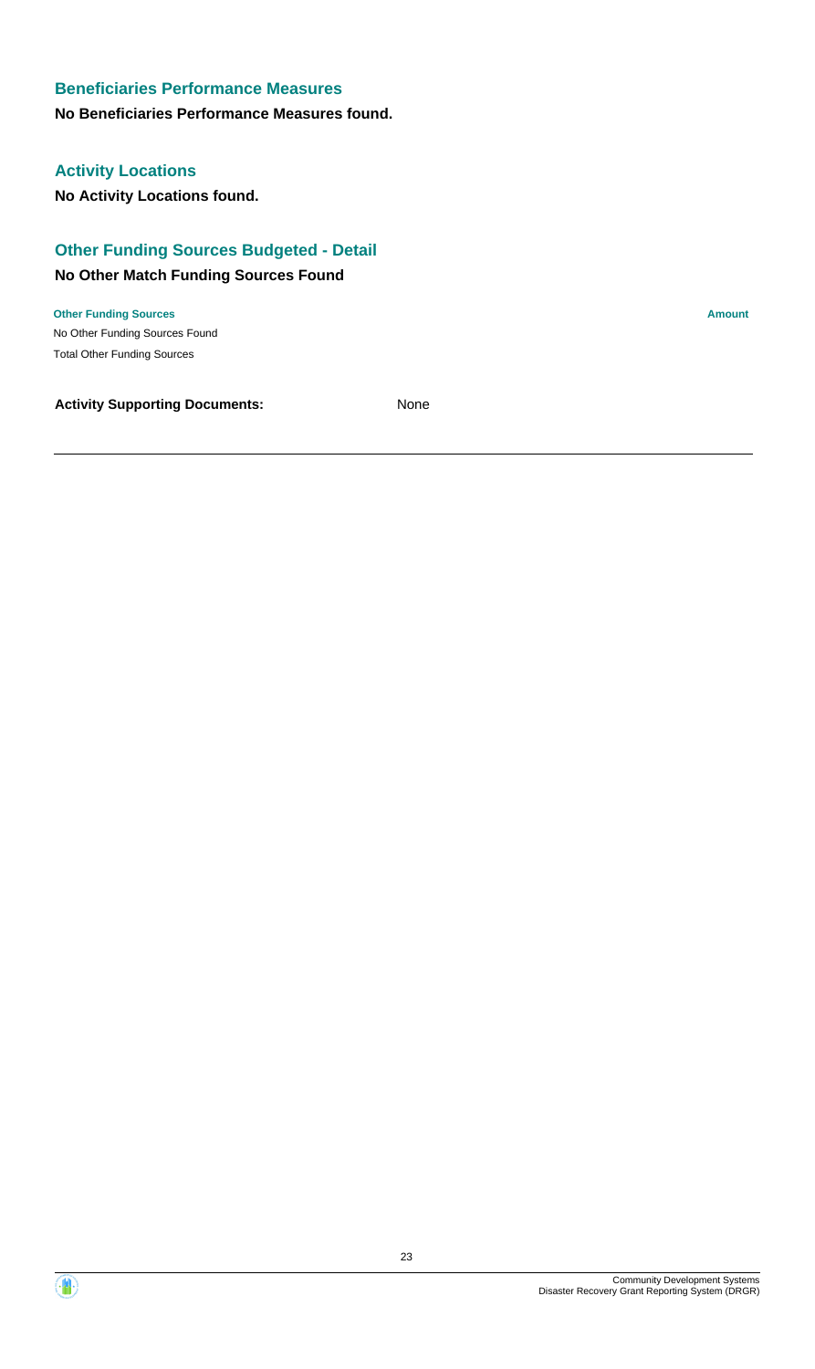## Beneficiaries Performance Measures

**No Beneficiaries Performance Measures found.**

## Activity Locations

**No Activity Locations found.**

## Other Funding Sources Budgeted - Detail

### No Other Match Funding Sources Found

| Other Funding Sources | Amount |
| --- | --- |
| No Other Funding Sources Found | |
| Total Other Funding Sources | |

**Activity Supporting Documents:** None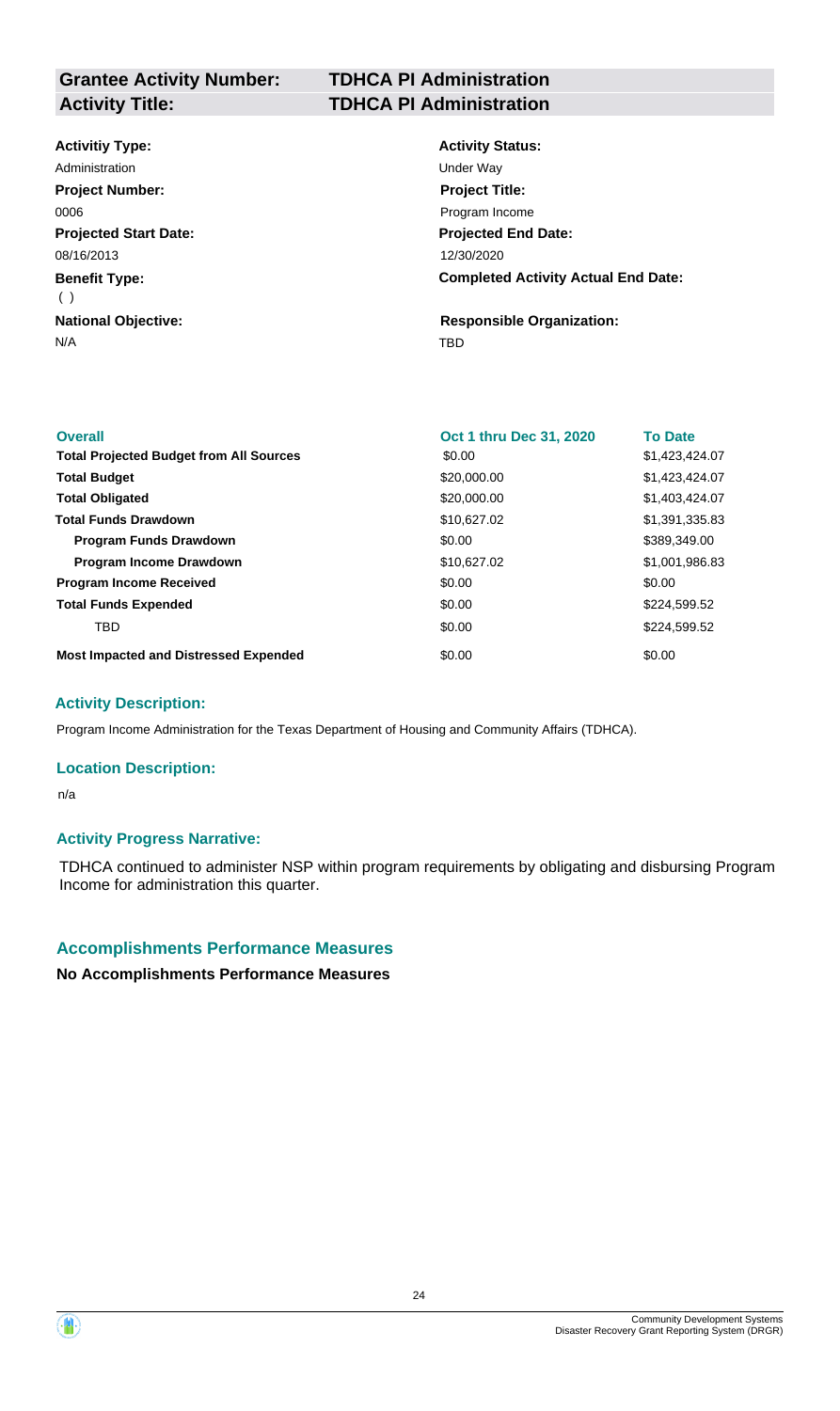| **Grantee Activity Number:** | **TDHCA PI Administration** |
|---|---|
| **Activity Title:** | **TDHCA PI Administration** |

**Activitiy Type:**
Administration

**Activity Status:**
Under Way

**Project Number:**
0006

**Project Title:**
Program Income

**Projected Start Date:**
08/16/2013

**Projected End Date:**
12/30/2020

**Benefit Type:**
( )

**Completed Activity Actual End Date:**

**National Objective:**
N/A

**Responsible Organization:**
TBD

| Overall | Oct 1 thru Dec 31, 2020 | To Date |
|---|---|---|
| **Total Projected Budget from All Sources** | $0.00 | $1,423,424.07 |
| **Total Budget** | $20,000.00 | $1,423,424.07 |
| **Total Obligated** | $20,000.00 | $1,403,424.07 |
| **Total Funds Drawdown** | $10,627.02 | $1,391,335.83 |
| **Program Funds Drawdown** | $0.00 | $389,349.00 |
| **Program Income Drawdown** | $10,627.02 | $1,001,986.83 |
| **Program Income Received** | $0.00 | $0.00 |
| **Total Funds Expended** | $0.00 | $224,599.52 |
| TBD | $0.00 | $224,599.52 |
| **Most Impacted and Distressed Expended** | $0.00 | $0.00 |

### Activity Description:

Program Income Administration for the Texas Department of Housing and Community Affairs (TDHCA).

### Location Description:

n/a

### Activity Progress Narrative:

TDHCA continued to administer NSP within program requirements by obligating and disbursing Program Income for administration this quarter.

### Accomplishments Performance Measures

**No Accomplishments Performance Measures**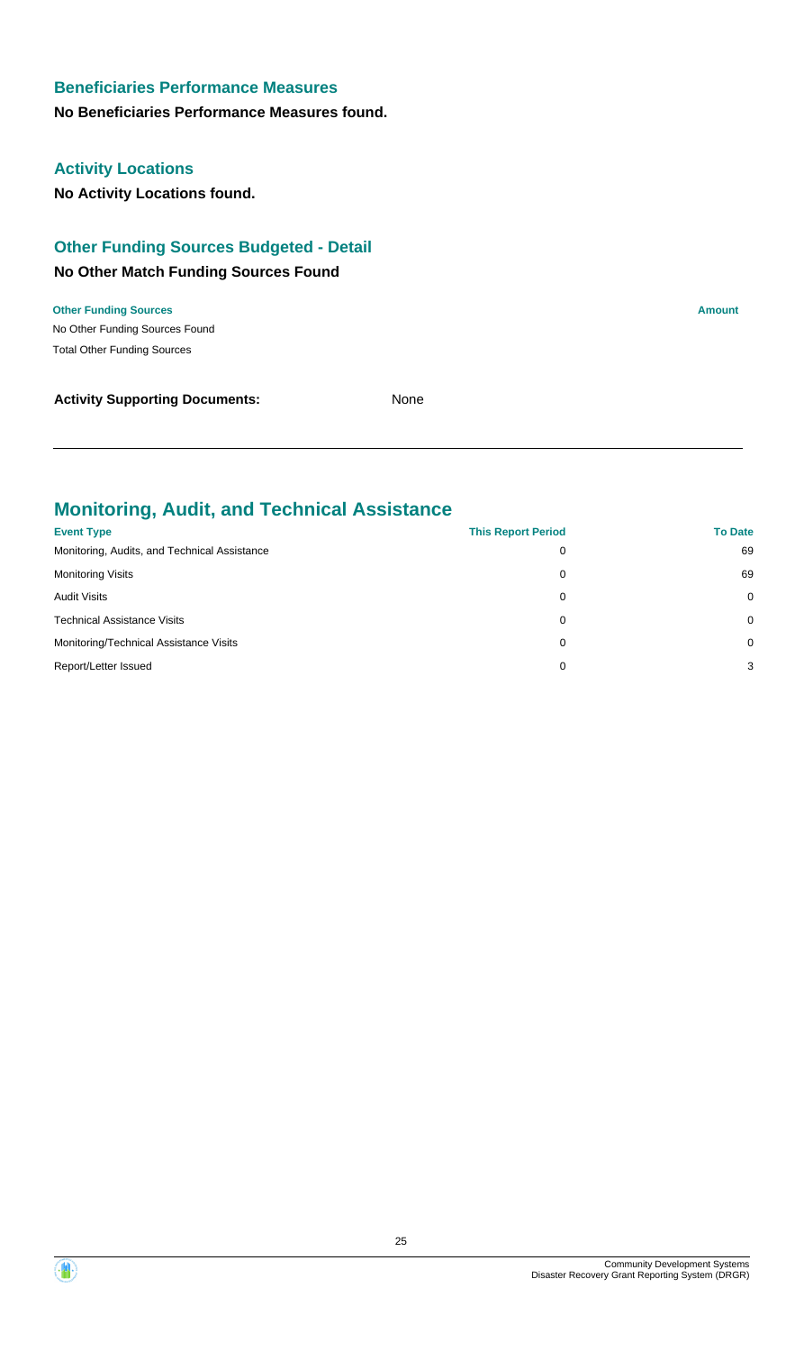### Beneficiaries Performance Measures

**No Beneficiaries Performance Measures found.**

### Activity Locations

**No Activity Locations found.**

### Other Funding Sources Budgeted - Detail

**No Other Match Funding Sources Found**

| Other Funding Sources | Amount |
| --- | --- |
| No Other Funding Sources Found | |
| Total Other Funding Sources | |

**Activity Supporting Documents:** None

## Monitoring, Audit, and Technical Assistance

| Event Type | This Report Period | To Date |
| --- | --- | --- |
| Monitoring, Audits, and Technical Assistance | 0 | 69 |
| Monitoring Visits | 0 | 69 |
| Audit Visits | 0 | 0 |
| Technical Assistance Visits | 0 | 0 |
| Monitoring/Technical Assistance Visits | 0 | 0 |
| Report/Letter Issued | 0 | 3 |